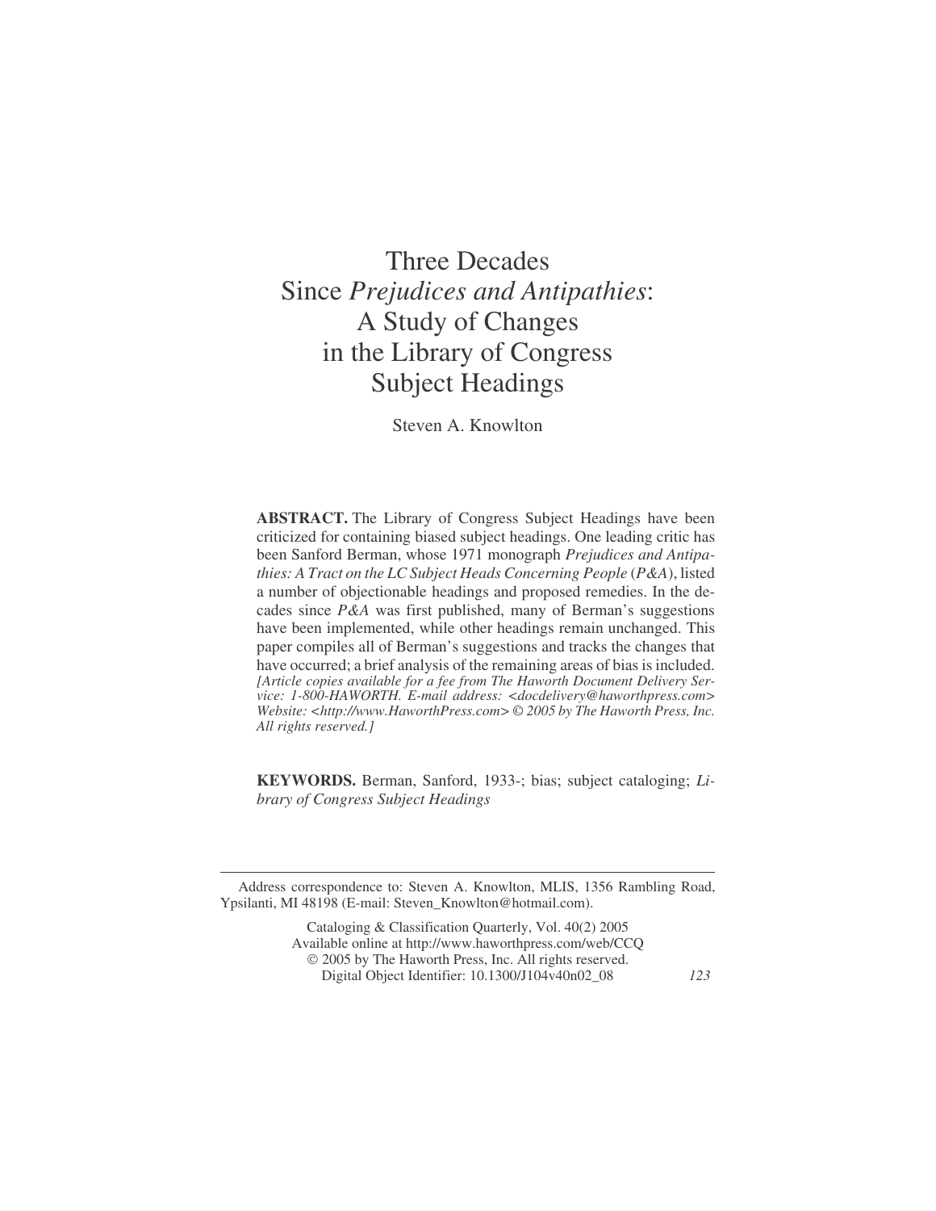# Three Decades Since *Prejudices and Antipathies*: A Study of Changes in the Library of Congress Subject Headings

Steven A. Knowlton

**ABSTRACT.** The Library of Congress Subject Headings have been criticized for containing biased subject headings. One leading critic has been Sanford Berman, whose 1971 monograph *Prejudices and Antipathies: A Tract on the LC Subject Heads Concerning People* (*P&A*), listed a number of objectionable headings and proposed remedies. In the decades since *P&A* was first published, many of Berman's suggestions have been implemented, while other headings remain unchanged. This paper compiles all of Berman's suggestions and tracks the changes that have occurred; a brief analysis of the remaining areas of bias is included. *[Article copies available for a fee from The Haworth Document Delivery Service: 1-800-HAWORTH. E-mail address: <docdelivery@haworthpress.com> Website: <http://www.HaworthPress.com> © 2005 by The Haworth Press, Inc. All rights reserved.]*

**KEYWORDS.** Berman, Sanford, 1933-; bias; subject cataloging; *Library of Congress Subject Headings*

---

Address correspondence to: Steven A. Knowlton, MLIS, 1356 Rambling Road, Ypsilanti, MI 48198 (E-mail: Steven_Knowlton@hotmail.com).

Cataloging & Classification Quarterly, Vol. 40(2) 2005
Available online at http://www.haworthpress.com/web/CCQ
© 2005 by The Haworth Press, Inc. All rights reserved.
Digital Object Identifier: 10.1300/J104v40n02_08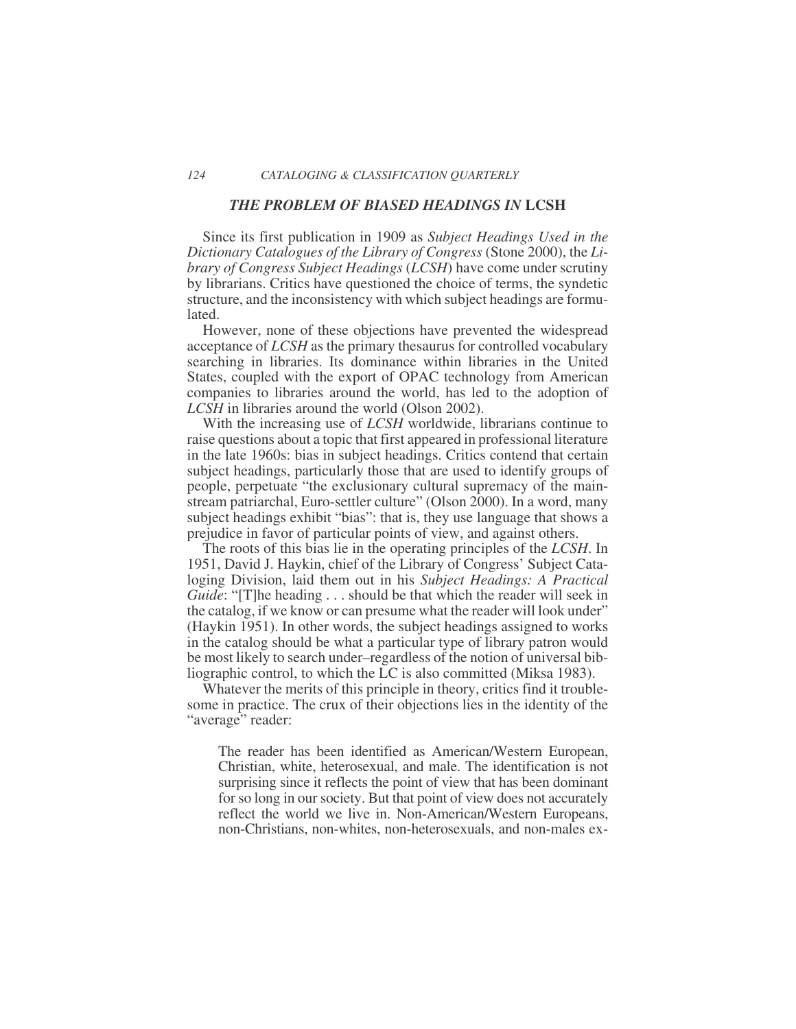## *THE PROBLEM OF BIASED HEADINGS IN* LCSH

Since its first publication in 1909 as *Subject Headings Used in the Dictionary Catalogues of the Library of Congress* (Stone 2000), the *Library of Congress Subject Headings* (*LCSH*) have come under scrutiny by librarians. Critics have questioned the choice of terms, the syndetic structure, and the inconsistency with which subject headings are formulated.

However, none of these objections have prevented the widespread acceptance of *LCSH* as the primary thesaurus for controlled vocabulary searching in libraries. Its dominance within libraries in the United States, coupled with the export of OPAC technology from American companies to libraries around the world, has led to the adoption of *LCSH* in libraries around the world (Olson 2002).

With the increasing use of *LCSH* worldwide, librarians continue to raise questions about a topic that first appeared in professional literature in the late 1960s: bias in subject headings. Critics contend that certain subject headings, particularly those that are used to identify groups of people, perpetuate "the exclusionary cultural supremacy of the mainstream patriarchal, Euro-settler culture" (Olson 2000). In a word, many subject headings exhibit "bias": that is, they use language that shows a prejudice in favor of particular points of view, and against others.

The roots of this bias lie in the operating principles of the *LCSH*. In 1951, David J. Haykin, chief of the Library of Congress' Subject Cataloging Division, laid them out in his *Subject Headings: A Practical Guide*: "[T]he heading . . . should be that which the reader will seek in the catalog, if we know or can presume what the reader will look under" (Haykin 1951). In other words, the subject headings assigned to works in the catalog should be what a particular type of library patron would be most likely to search under–regardless of the notion of universal bibliographic control, to which the LC is also committed (Miksa 1983).

Whatever the merits of this principle in theory, critics find it troublesome in practice. The crux of their objections lies in the identity of the "average" reader:

> The reader has been identified as American/Western European, Christian, white, heterosexual, and male. The identification is not surprising since it reflects the point of view that has been dominant for so long in our society. But that point of view does not accurately reflect the world we live in. Non-American/Western Europeans, non-Christians, non-whites, non-heterosexuals, and non-males ex-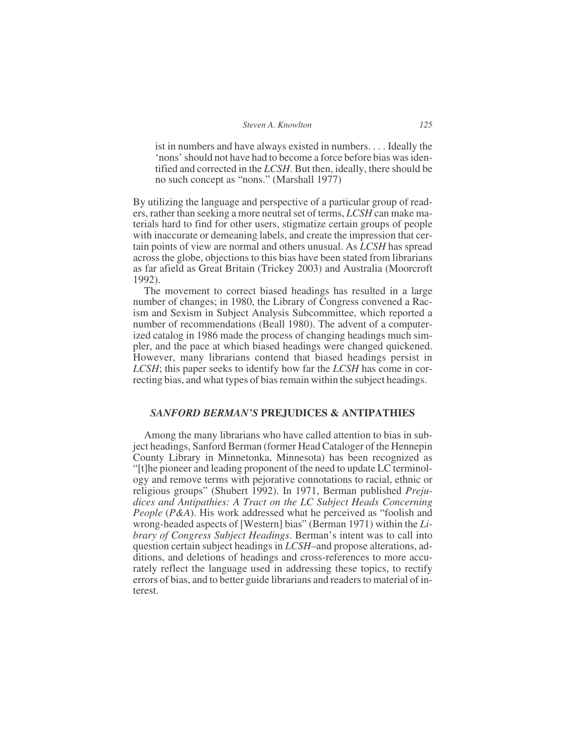> ist in numbers and have always existed in numbers. . . . Ideally the 'nons' should not have had to become a force before bias was identified and corrected in the *LCSH*. But then, ideally, there should be no such concept as "nons." (Marshall 1977)

By utilizing the language and perspective of a particular group of readers, rather than seeking a more neutral set of terms, *LCSH* can make materials hard to find for other users, stigmatize certain groups of people with inaccurate or demeaning labels, and create the impression that certain points of view are normal and others unusual. As *LCSH* has spread across the globe, objections to this bias have been stated from librarians as far afield as Great Britain (Trickey 2003) and Australia (Moorcroft 1992).

The movement to correct biased headings has resulted in a large number of changes; in 1980, the Library of Congress convened a Racism and Sexism in Subject Analysis Subcommittee, which reported a number of recommendations (Beall 1980). The advent of a computerized catalog in 1986 made the process of changing headings much simpler, and the pace at which biased headings were changed quickened. However, many librarians contend that biased headings persist in *LCSH*; this paper seeks to identify how far the *LCSH* has come in correcting bias, and what types of bias remain within the subject headings.

## *SANFORD BERMAN'S* PREJUDICES & ANTIPATHIES

Among the many librarians who have called attention to bias in subject headings, Sanford Berman (former Head Cataloger of the Hennepin County Library in Minnetonka, Minnesota) has been recognized as "[t]he pioneer and leading proponent of the need to update LC terminology and remove terms with pejorative connotations to racial, ethnic or religious groups" (Shubert 1992). In 1971, Berman published *Prejudices and Antipathies: A Tract on the LC Subject Heads Concerning People* (*P&A*). His work addressed what he perceived as "foolish and wrong-headed aspects of [Western] bias" (Berman 1971) within the *Library of Congress Subject Headings*. Berman's intent was to call into question certain subject headings in *LCSH*–and propose alterations, additions, and deletions of headings and cross-references to more accurately reflect the language used in addressing these topics, to rectify errors of bias, and to better guide librarians and readers to material of interest.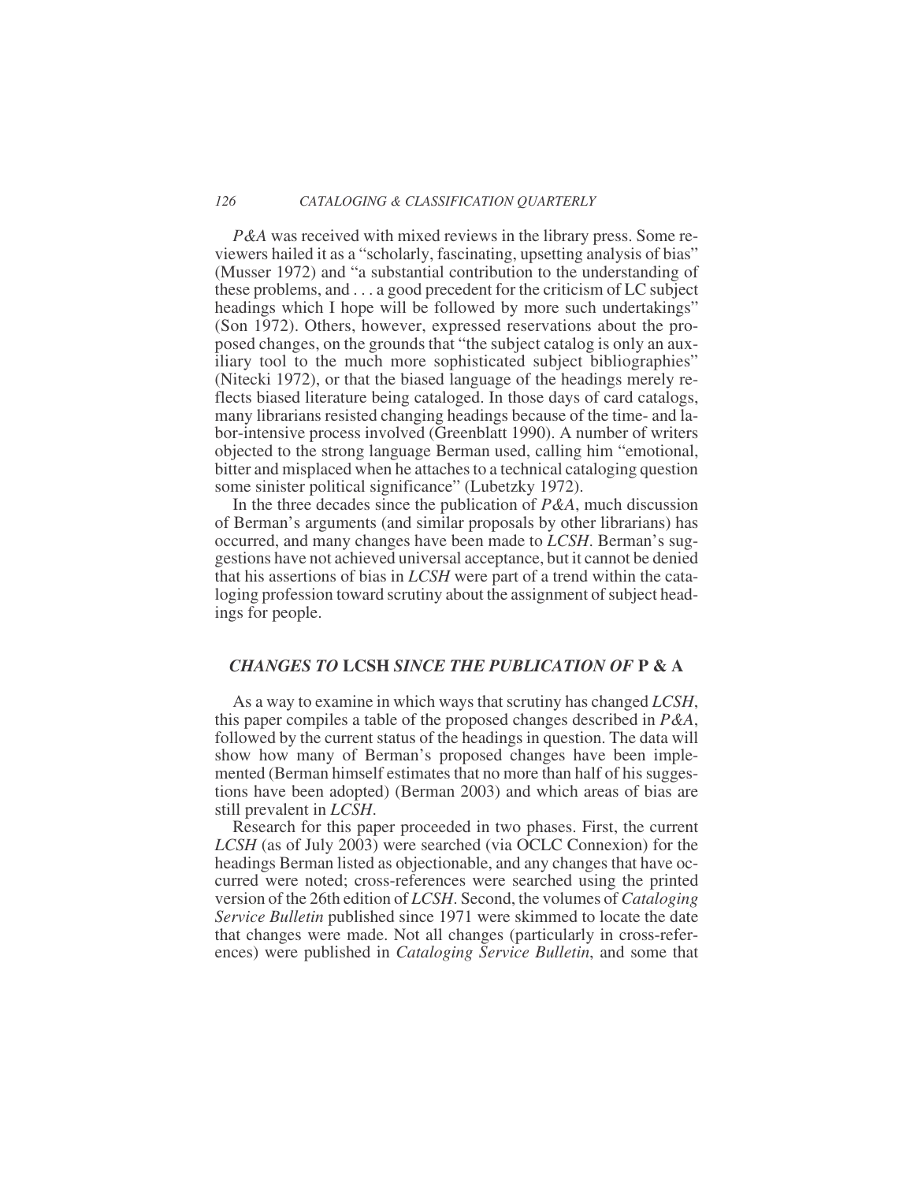*P&A* was received with mixed reviews in the library press. Some reviewers hailed it as a "scholarly, fascinating, upsetting analysis of bias" (Musser 1972) and "a substantial contribution to the understanding of these problems, and . . . a good precedent for the criticism of LC subject headings which I hope will be followed by more such undertakings" (Son 1972). Others, however, expressed reservations about the proposed changes, on the grounds that "the subject catalog is only an auxiliary tool to the much more sophisticated subject bibliographies" (Nitecki 1972), or that the biased language of the headings merely reflects biased literature being cataloged. In those days of card catalogs, many librarians resisted changing headings because of the time- and labor-intensive process involved (Greenblatt 1990). A number of writers objected to the strong language Berman used, calling him "emotional, bitter and misplaced when he attaches to a technical cataloging question some sinister political significance" (Lubetzky 1972).

In the three decades since the publication of *P&A*, much discussion of Berman's arguments (and similar proposals by other librarians) has occurred, and many changes have been made to *LCSH*. Berman's suggestions have not achieved universal acceptance, but it cannot be denied that his assertions of bias in *LCSH* were part of a trend within the cataloging profession toward scrutiny about the assignment of subject headings for people.

## *CHANGES TO* LCSH *SINCE THE PUBLICATION OF* P & A

As a way to examine in which ways that scrutiny has changed *LCSH*, this paper compiles a table of the proposed changes described in *P&A*, followed by the current status of the headings in question. The data will show how many of Berman's proposed changes have been implemented (Berman himself estimates that no more than half of his suggestions have been adopted) (Berman 2003) and which areas of bias are still prevalent in *LCSH*.

Research for this paper proceeded in two phases. First, the current *LCSH* (as of July 2003) were searched (via OCLC Connexion) for the headings Berman listed as objectionable, and any changes that have occurred were noted; cross-references were searched using the printed version of the 26th edition of *LCSH*. Second, the volumes of *Cataloging Service Bulletin* published since 1971 were skimmed to locate the date that changes were made. Not all changes (particularly in cross-references) were published in *Cataloging Service Bulletin*, and some that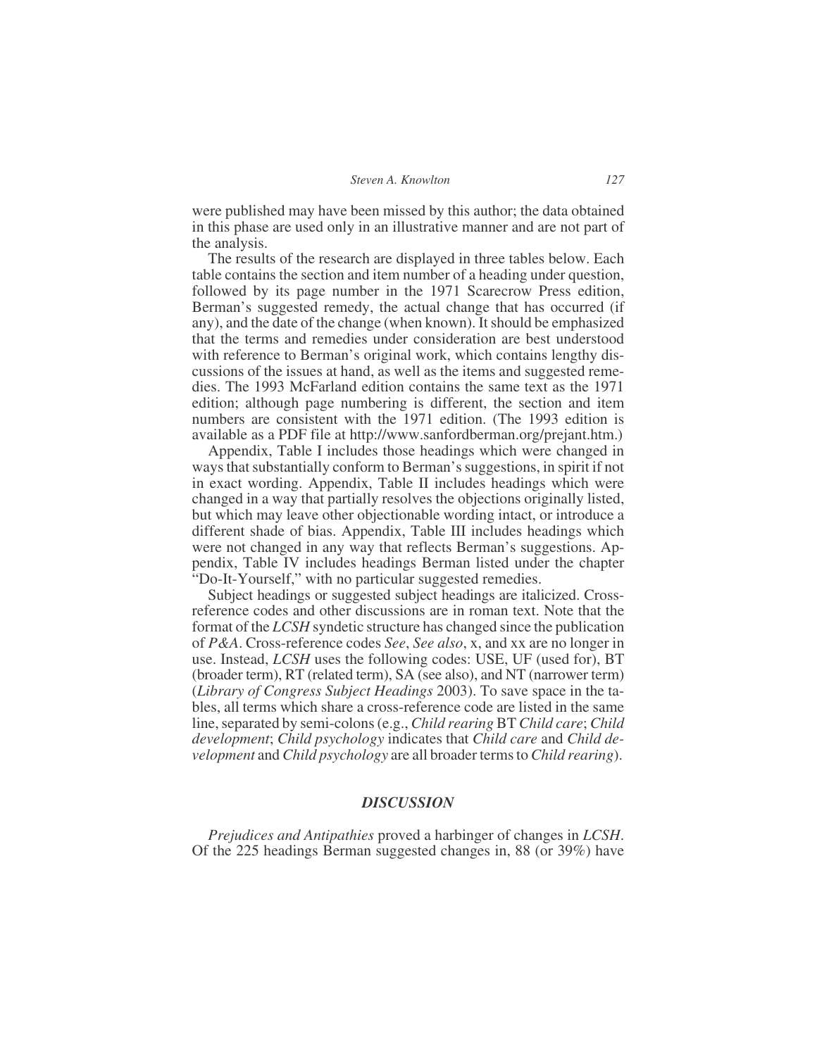were published may have been missed by this author; the data obtained in this phase are used only in an illustrative manner and are not part of the analysis.

The results of the research are displayed in three tables below. Each table contains the section and item number of a heading under question, followed by its page number in the 1971 Scarecrow Press edition, Berman's suggested remedy, the actual change that has occurred (if any), and the date of the change (when known). It should be emphasized that the terms and remedies under consideration are best understood with reference to Berman's original work, which contains lengthy discussions of the issues at hand, as well as the items and suggested remedies. The 1993 McFarland edition contains the same text as the 1971 edition; although page numbering is different, the section and item numbers are consistent with the 1971 edition. (The 1993 edition is available as a PDF file at http://www.sanfordberman.org/prejant.htm.)

Appendix, Table I includes those headings which were changed in ways that substantially conform to Berman's suggestions, in spirit if not in exact wording. Appendix, Table II includes headings which were changed in a way that partially resolves the objections originally listed, but which may leave other objectionable wording intact, or introduce a different shade of bias. Appendix, Table III includes headings which were not changed in any way that reflects Berman's suggestions. Appendix, Table IV includes headings Berman listed under the chapter "Do-It-Yourself," with no particular suggested remedies.

Subject headings or suggested subject headings are italicized. Cross-reference codes and other discussions are in roman text. Note that the format of the *LCSH* syndetic structure has changed since the publication of *P&A*. Cross-reference codes *See*, *See also*, x, and xx are no longer in use. Instead, *LCSH* uses the following codes: USE, UF (used for), BT (broader term), RT (related term), SA (see also), and NT (narrower term) (*Library of Congress Subject Headings* 2003). To save space in the tables, all terms which share a cross-reference code are listed in the same line, separated by semi-colons (e.g., *Child rearing* BT *Child care*; *Child development*; *Child psychology* indicates that *Child care* and *Child development* and *Child psychology* are all broader terms to *Child rearing*).

## *DISCUSSION*

*Prejudices and Antipathies* proved a harbinger of changes in *LCSH*. Of the 225 headings Berman suggested changes in, 88 (or 39%) have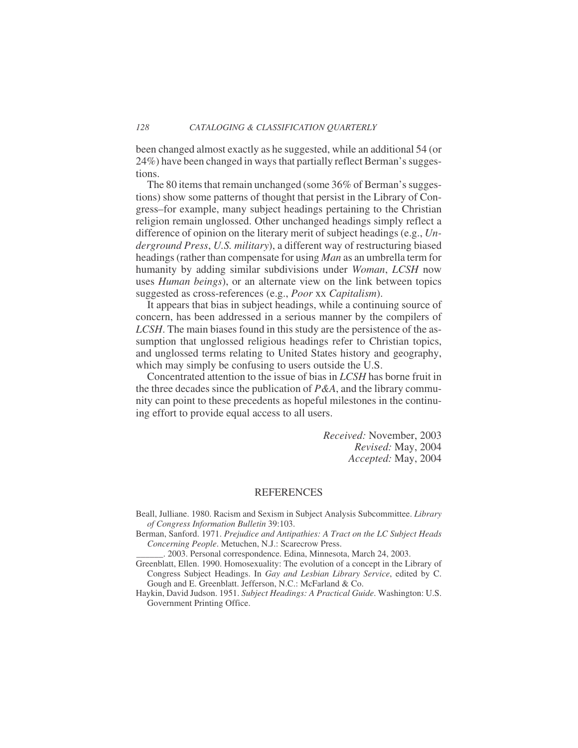been changed almost exactly as he suggested, while an additional 54 (or 24%) have been changed in ways that partially reflect Berman's suggestions.

The 80 items that remain unchanged (some 36% of Berman's suggestions) show some patterns of thought that persist in the Library of Congress–for example, many subject headings pertaining to the Christian religion remain unglossed. Other unchanged headings simply reflect a difference of opinion on the literary merit of subject headings (e.g., *Underground Press*, *U.S. military*), a different way of restructuring biased headings (rather than compensate for using *Man* as an umbrella term for humanity by adding similar subdivisions under *Woman*, *LCSH* now uses *Human beings*), or an alternate view on the link between topics suggested as cross-references (e.g., *Poor* xx *Capitalism*).

It appears that bias in subject headings, while a continuing source of concern, has been addressed in a serious manner by the compilers of *LCSH*. The main biases found in this study are the persistence of the assumption that unglossed religious headings refer to Christian topics, and unglossed terms relating to United States history and geography, which may simply be confusing to users outside the U.S.

Concentrated attention to the issue of bias in *LCSH* has borne fruit in the three decades since the publication of *P&A*, and the library community can point to these precedents as hopeful milestones in the continuing effort to provide equal access to all users.

*Received:* November, 2003
*Revised:* May, 2004
*Accepted:* May, 2004

## REFERENCES

Beall, Julliane. 1980. Racism and Sexism in Subject Analysis Subcommittee. *Library of Congress Information Bulletin* 39:103.

Berman, Sanford. 1971. *Prejudice and Antipathies: A Tract on the LC Subject Heads Concerning People*. Metuchen, N.J.: Scarecrow Press.

______. 2003. Personal correspondence. Edina, Minnesota, March 24, 2003.

Greenblatt, Ellen. 1990. Homosexuality: The evolution of a concept in the Library of Congress Subject Headings. In *Gay and Lesbian Library Service*, edited by C. Gough and E. Greenblatt. Jefferson, N.C.: McFarland & Co.

Haykin, David Judson. 1951. *Subject Headings: A Practical Guide*. Washington: U.S. Government Printing Office.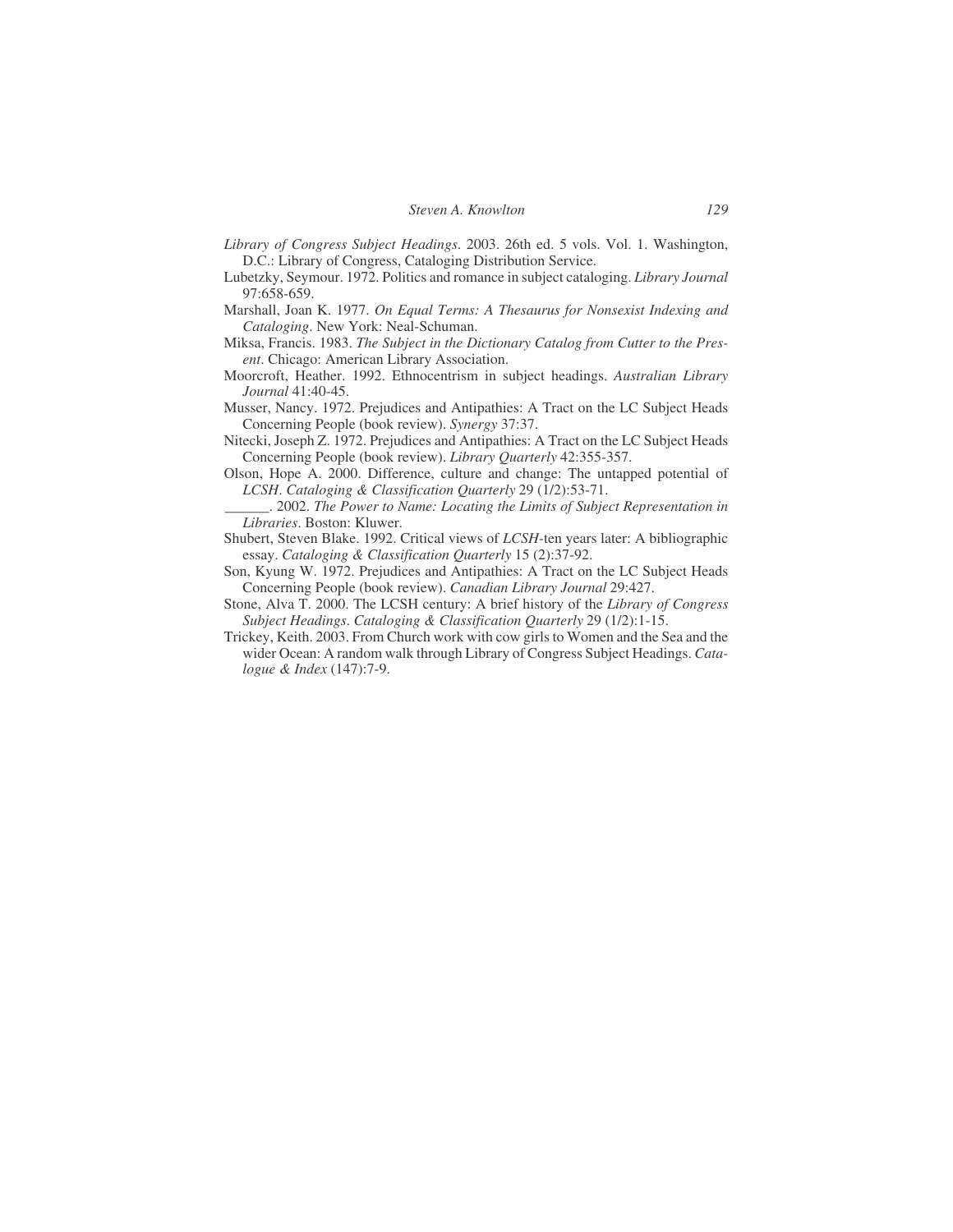*Library of Congress Subject Headings*. 2003. 26th ed. 5 vols. Vol. 1. Washington, D.C.: Library of Congress, Cataloging Distribution Service.

Lubetzky, Seymour. 1972. Politics and romance in subject cataloging. *Library Journal* 97:658-659.

Marshall, Joan K. 1977. *On Equal Terms: A Thesaurus for Nonsexist Indexing and Cataloging*. New York: Neal-Schuman.

Miksa, Francis. 1983. *The Subject in the Dictionary Catalog from Cutter to the Present*. Chicago: American Library Association.

Moorcroft, Heather. 1992. Ethnocentrism in subject headings. *Australian Library Journal* 41:40-45.

Musser, Nancy. 1972. Prejudices and Antipathies: A Tract on the LC Subject Heads Concerning People (book review). *Synergy* 37:37.

Nitecki, Joseph Z. 1972. Prejudices and Antipathies: A Tract on the LC Subject Heads Concerning People (book review). *Library Quarterly* 42:355-357.

Olson, Hope A. 2000. Difference, culture and change: The untapped potential of *LCSH*. *Cataloging & Classification Quarterly* 29 (1/2):53-71.

______. 2002. *The Power to Name: Locating the Limits of Subject Representation in Libraries*. Boston: Kluwer.

Shubert, Steven Blake. 1992. Critical views of *LCSH*-ten years later: A bibliographic essay. *Cataloging & Classification Quarterly* 15 (2):37-92.

Son, Kyung W. 1972. Prejudices and Antipathies: A Tract on the LC Subject Heads Concerning People (book review). *Canadian Library Journal* 29:427.

Stone, Alva T. 2000. The LCSH century: A brief history of the *Library of Congress Subject Headings*. *Cataloging & Classification Quarterly* 29 (1/2):1-15.

Trickey, Keith. 2003. From Church work with cow girls to Women and the Sea and the wider Ocean: A random walk through Library of Congress Subject Headings. *Catalogue & Index* (147):7-9.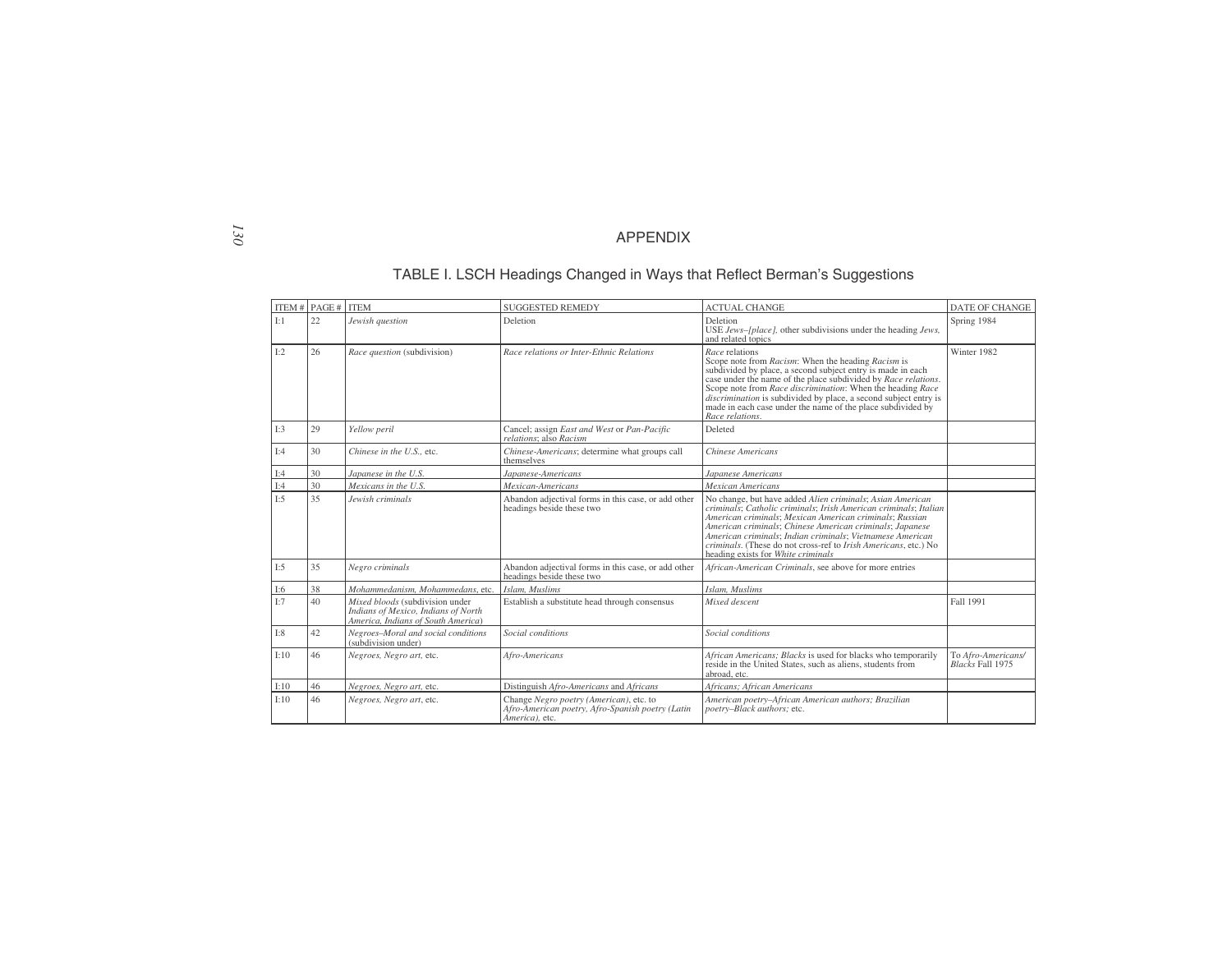# APPENDIX

## TABLE I. LSCH Headings Changed in Ways that Reflect Berman's Suggestions

| ITEM # | PAGE # | ITEM | SUGGESTED REMEDY | ACTUAL CHANGE | DATE OF CHANGE |
|---|---|---|---|---|---|
| I:1 | 22 | *Jewish question* | Deletion | Deletion USE *Jews–[place],* other subdivisions under the heading *Jews,* and related topics | Spring 1984 |
| I:2 | 26 | *Race question* (subdivision) | *Race relations or Inter-Ethnic Relations* | *Race* relations Scope note from *Racism*: When the heading *Racism* is subdivided by place, a second subject entry is made in each case under the name of the place subdivided by *Race relations*. Scope note from *Race discrimination*: When the heading *Race discrimination* is subdivided by place, a second subject entry is made in each case under the name of the place subdivided by *Race relations*. | Winter 1982 |
| I:3 | 29 | *Yellow peril* | Cancel; assign *East and West* or *Pan-Pacific relations*; also *Racism* | Deleted | |
| I:4 | 30 | *Chinese in the U.S.,* etc. | *Chinese-Americans*; determine what groups call themselves | *Chinese Americans* | |
| I:4 | 30 | *Japanese in the U.S.* | *Japanese-Americans* | *Japanese Americans* | |
| I:4 | 30 | *Mexicans in the U.S.* | *Mexican-Americans* | *Mexican Americans* | |
| I:5 | 35 | *Jewish criminals* | Abandon adjectival forms in this case, or add other headings beside these two | No change, but have added *Alien criminals*; *Asian American criminals*; *Catholic criminals*; *Irish American criminals*; *Italian American criminals*; *Mexican American criminals*; *Russian American criminals*; *Chinese American criminals*; *Japanese American criminals*; *Indian criminals*; *Vietnamese American criminals*. (These do not cross-ref to *Irish Americans*, etc.) No heading exists for *White criminals* | |
| I:5 | 35 | *Negro criminals* | Abandon adjectival forms in this case, or add other headings beside these two | *African-American Criminals*, see above for more entries | |
| I:6 | 38 | *Mohammedanism, Mohammedans*, etc. | *Islam, Muslims* | *Islam, Muslims* | |
| I:7 | 40 | *Mixed bloods* (subdivision under *Indians of Mexico, Indians of North America, Indians of South America*) | Establish a substitute head through consensus | *Mixed descent* | Fall 1991 |
| I:8 | 42 | *Negroes–Moral and social conditions* (subdivision under) | *Social conditions* | *Social conditions* | |
| I:10 | 46 | *Negroes, Negro art,* etc. | *Afro-Americans* | *African Americans; Blacks* is used for blacks who temporarily reside in the United States, such as aliens, students from abroad, etc. | To *Afro-Americans/ Blacks* Fall 1975 |
| I:10 | 46 | *Negroes, Negro art,* etc. | Distinguish *Afro-Americans* and *Africans* | *Africans; African Americans* | |
| I:10 | 46 | *Negroes, Negro art*, etc. | Change *Negro poetry (American)*, etc. to *Afro-American poetry, Afro-Spanish poetry (Latin America),* etc. | *American poetry–African American authors; Brazilian poetry–Black authors;* etc. | |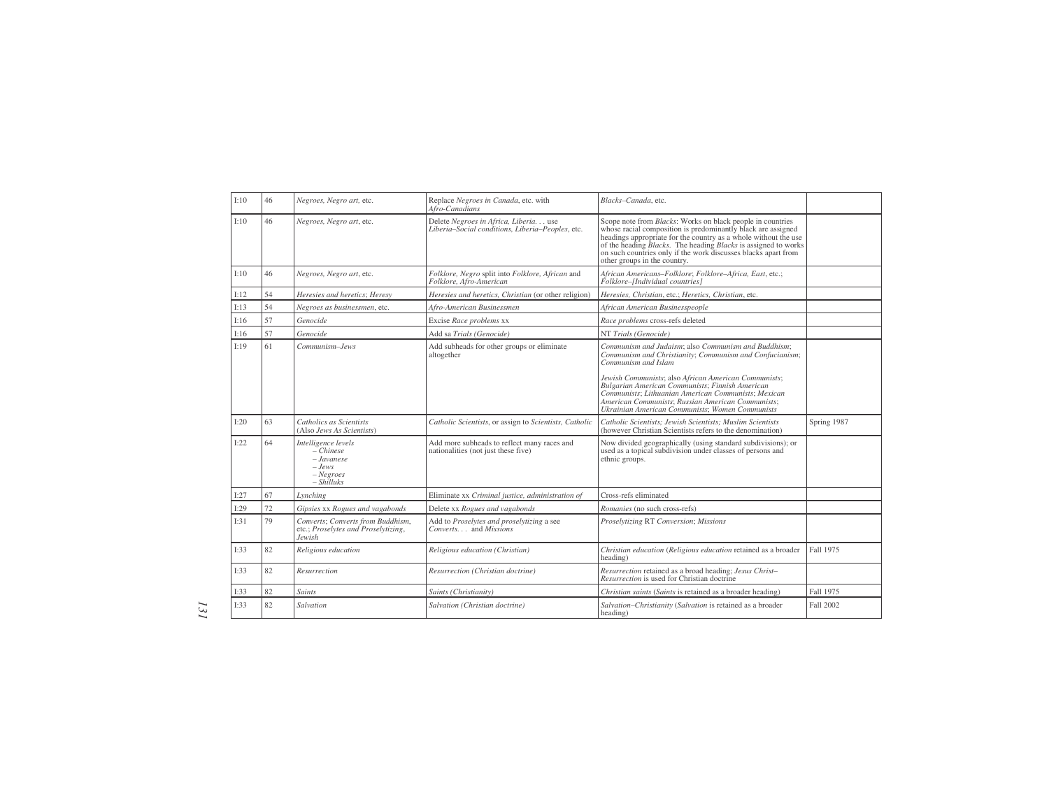| I:10 | 46 | *Negroes, Negro art*, etc. | Replace *Negroes in Canada*, etc. with *Afro-Canadians* | *Blacks–Canada*, etc. | |
|---|---|---|---|---|---|
| I:10 | 46 | *Negroes, Negro art*, etc. | Delete *Negroes in Africa, Liberia. . .* use *Liberia–Social conditions, Liberia–Peoples*, etc. | Scope note from *Blacks*: Works on black people in countries whose racial composition is predominantly black are assigned headings appropriate for the country as a whole without the use of the heading *Blacks*. The heading *Blacks* is assigned to works on such countries only if the work discusses blacks apart from other groups in the country. | |
| I:10 | 46 | *Negroes, Negro art*, etc. | *Folklore, Negro* split into *Folklore, African* and *Folklore, Afro-American* | *African Americans–Folklore*; *Folklore–Africa, East*, etc.; *Folklore–[Individual countries]* | |
| I:12 | 54 | *Heresies and heretics*; *Heresy* | *Heresies and heretics, Christian* (or other religion) | *Heresies, Christian*, etc.; *Heretics, Christian*, etc. | |
| I:13 | 54 | *Negroes as businessmen*, etc. | *Afro-American Businessmen* | *African American Businesspeople* | |
| I:16 | 57 | *Genocide* | Excise *Race problems* xx | *Race problems* cross-refs deleted | |
| I:16 | 57 | *Genocide* | Add sa *Trials (Genocide)* | NT *Trials (Genocide)* | |
| I:19 | 61 | *Communism–Jews* | Add subheads for other groups or eliminate altogether | *Communism and Judaism*; also *Communism and Buddhism*; *Communism and Christianity*; *Communism and Confucianism*; *Communism and Islam*<br><br>*Jewish Communists*; also *African American Communists*; *Bulgarian American Communists*; *Finnish American Communists*; *Lithuanian American Communists*; *Mexican American Communists*; *Russian American Communists*; *Ukrainian American Communists*; *Women Communists* | |
| I:20 | 63 | *Catholics as Scientists* (Also *Jews As Scientists*) | *Catholic Scientists*, or assign to *Scientists, Catholic* | *Catholic Scientists; Jewish Scientists; Muslim Scientists* (however Christian Scientists refers to the denomination) | Spring 1987 |
| I:22 | 64 | *Intelligence levels*<br>*– Chinese*<br>*– Javanese*<br>*– Jews*<br>*– Negroes*<br>*– Shilluks* | Add more subheads to reflect many races and nationalities (not just these five) | Now divided geographically (using standard subdivisions); or used as a topical subdivision under classes of persons and ethnic groups. | |
| I:27 | 67 | *Lynching* | Eliminate xx *Criminal justice, administration of* | Cross-refs eliminated | |
| I:29 | 72 | *Gipsies* xx *Rogues and vagabonds* | Delete xx *Rogues and vagabonds* | *Romanies* (no such cross-refs) | |
| I:31 | 79 | *Converts*; *Converts from Buddhism*, etc.; *Proselytes and Proselytizing, Jewish* | Add to *Proselytes and proselytizing* a see *Converts. . .* and *Missions* | *Proselytizing* RT *Conversion*; *Missions* | |
| I:33 | 82 | *Religious education* | *Religious education (Christian)* | *Christian education* (*Religious education* retained as a broader heading) | Fall 1975 |
| I:33 | 82 | *Resurrection* | *Resurrection (Christian doctrine)* | *Resurrection* retained as a broad heading; *Jesus Christ–Resurrection* is used for Christian doctrine | |
| I:33 | 82 | *Saints* | *Saints (Christianity)* | *Christian saints* (*Saints* is retained as a broader heading) | Fall 1975 |
| I:33 | 82 | *Salvation* | *Salvation (Christian doctrine)* | *Salvation–Christianity* (*Salvation* is retained as a broader heading) | Fall 2002 |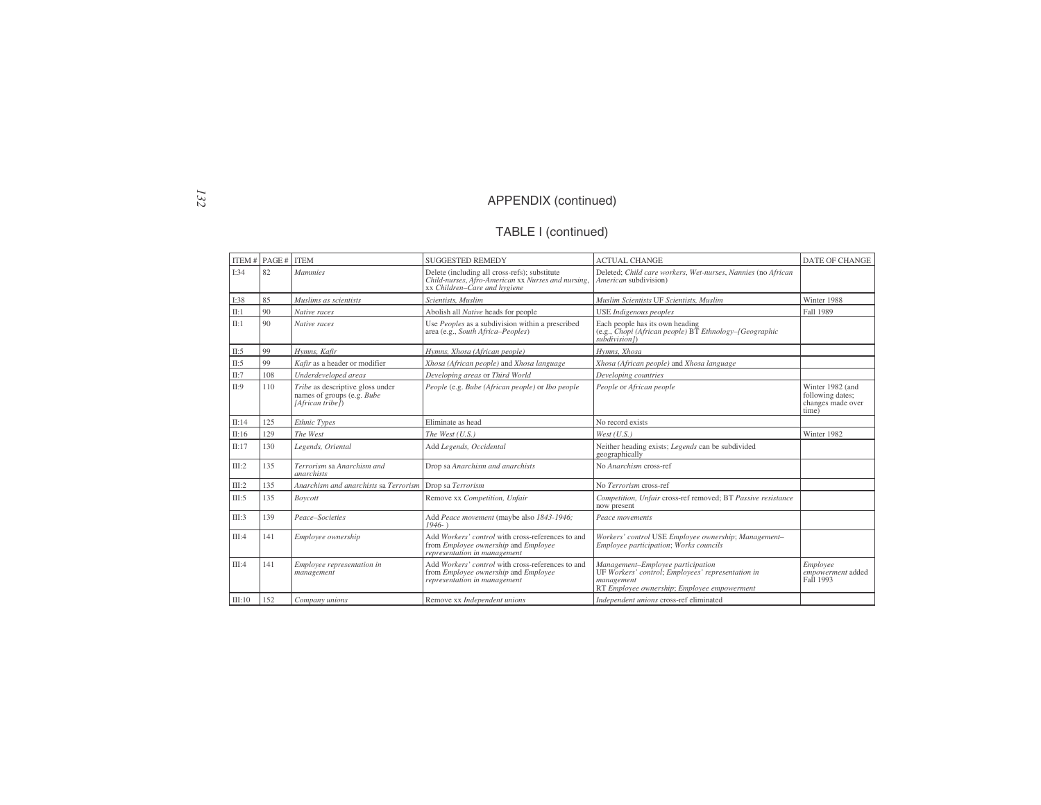## APPENDIX (continued)

### TABLE I (continued)

| ITEM # | PAGE # | ITEM | SUGGESTED REMEDY | ACTUAL CHANGE | DATE OF CHANGE |
|---|---|---|---|---|---|
| I:34 | 82 | *Mammies* | Delete (including all cross-refs); substitute *Child-nurses, Afro-American* xx *Nurses and nursing,* xx *Children–Care and hygiene* | Deleted; *Child care workers, Wet-nurses, Nannies* (no *African American* subdivision) | |
| I:38 | 85 | *Muslims as scientists* | *Scientists, Muslim* | *Muslim Scientists* UF *Scientists, Muslim* | Winter 1988 |
| II:1 | 90 | *Native races* | Abolish all *Native* heads for people | USE *Indigenous peoples* | Fall 1989 |
| II:1 | 90 | *Native races* | Use *Peoples* as a subdivision within a prescribed area (e.g., *South Africa–Peoples*) | Each people has its own heading (e.g., *Chopi (African people)* BT *Ethnology–[Geographic subdivision]*) | |
| II:5 | 99 | *Hymns, Kafir* | *Hymns, Xhosa (African people)* | *Hymns, Xhosa* | |
| II:5 | 99 | *Kafir* as a header or modifier | *Xhosa (African people)* and *Xhosa language* | *Xhosa (African people)* and *Xhosa language* | |
| II:7 | 108 | *Underdeveloped areas* | *Developing areas* or *Third World* | *Developing countries* | |
| II:9 | 110 | *Tribe* as descriptive gloss under names of groups (e.g. *Bube [African tribe]*) | *People* (e.g. *Bube (African people)* or *Ibo people* | *People* or *African people* | Winter 1982 (and following dates; changes made over time) |
| II:14 | 125 | *Ethnic Types* | Eliminate as head | No record exists | |
| II:16 | 129 | *The West* | *The West (U.S.)* | *West (U.S.)* | Winter 1982 |
| II:17 | 130 | *Legends, Oriental* | Add *Legends, Occidental* | Neither heading exists; *Legends* can be subdivided geographically | |
| III:2 | 135 | *Terrorism* sa *Anarchism and anarchists* | Drop sa *Anarchism and anarchists* | No *Anarchism* cross-ref | |
| III:2 | 135 | *Anarchism and anarchists* sa *Terrorism* | Drop sa *Terrorism* | No *Terrorism* cross-ref | |
| III:5 | 135 | *Boycott* | Remove xx *Competition, Unfair* | *Competition, Unfair* cross-ref removed; BT *Passive resistance* now present | |
| III:3 | 139 | *Peace–Societies* | Add *Peace movement* (maybe also *1843-1946; 1946-* ) | *Peace movements* | |
| III:4 | 141 | *Employee ownership* | Add *Workers' control* with cross-references to and from *Employee ownership* and *Employee representation in management* | *Workers' control* USE *Employee ownership*; *Management–Employee participation*; *Works councils* | |
| III:4 | 141 | *Employee representation in management* | Add *Workers' control* with cross-references to and from *Employee ownership* and *Employee representation in management* | *Management–Employee participation* UF *Workers' control*; *Employees' representation in management* RT *Employee ownership*; *Employee empowerment* | *Employee empowerment* added Fall 1993 |
| III:10 | 152 | *Company unions* | Remove xx *Independent unions* | *Independent unions* cross-ref eliminated | |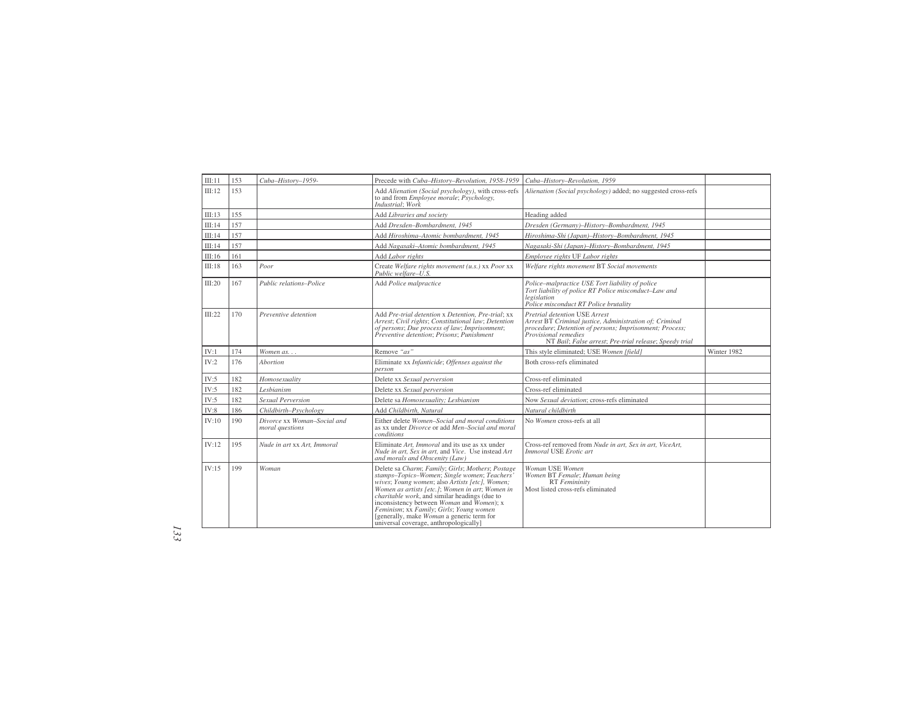| | | | | | |
|---|---|---|---|---|---|
| III:11 | 153 | *Cuba–History–1959-* | Precede with *Cuba–History–Revolution, 1958-1959* | *Cuba–History–Revolution, 1959* | |
| III:12 | 153 | | Add *Alienation (Social psychology)*, with cross-refs to and from *Employee morale*; *Psychology, Industrial*; *Work* | *Alienation (Social psychology)* added; no suggested cross-refs | |
| III:13 | 155 | | Add *Libraries and society* | Heading added | |
| III:14 | 157 | | Add *Dresden–Bombardment, 1945* | *Dresden (Germany)–History–Bombardment, 1945* | |
| III:14 | 157 | | Add *Hiroshima–Atomic bombardment, 1945* | *Hiroshima-Shi (Japan)–History–Bombardment, 1945* | |
| III:14 | 157 | | Add *Nagasaki–Atomic bombardment, 1945* | *Nagasaki-Shi (Japan)–History–Bombardment, 1945* | |
| III:16 | 161 | | Add *Labor rights* | *Employee rights* UF *Labor rights* | |
| III:18 | 163 | *Poor* | Create *Welfare rights movement (u.s.)* xx *Poor* xx *Public welfare–U.S.* | *Welfare rights movement* BT *Social movements* | |
| III:20 | 167 | *Public relations–Police* | Add *Police malpractice* | *Police–malpractice USE Tort liability of police*<br>*Tort liability of police RT Police misconduct–Law and legislation*<br>*Police misconduct RT Police brutality* | |
| III:22 | 170 | *Preventive detention* | Add *Pre-trial detention* x *Detention, Pre-trial*; xx *Arrest*; *Civil rights*; *Constitutional law*; *Detention of persons*; *Due process of law*; *Imprisonment*; *Preventive detention*; *Prisons*; *Punishment* | *Pretrial detention* USE *Arrest*<br>*Arrest* BT *Criminal justice, Administration of; Criminal procedure*; *Detention of persons; Imprisonment; Process; Provisional remedies*<br>NT *Bail*; *False arrest*; *Pre-trial release*; *Speedy trial* | |
| IV:1 | 174 | *Women as. . .* | Remove *"as"* | This style eliminated; USE *Women [field]* | Winter 1982 |
| IV:2 | 176 | *Abortion* | Eliminate xx *Infanticide*; *Offenses against the person* | Both cross-refs eliminated | |
| IV:5 | 182 | *Homosexuality* | Delete xx *Sexual perversion* | Cross-ref eliminated | |
| IV:5 | 182 | *Lesbianism* | Delete xx *Sexual perversion* | Cross-ref eliminated | |
| IV:5 | 182 | *Sexual Perversion* | Delete sa *Homosexuality; Lesbianism* | Now *Sexual deviation*; cross-refs eliminated | |
| IV:8 | 186 | *Childbirth–Psychology* | Add *Childbirth, Natural* | *Natural childbirth* | |
| IV:10 | 190 | *Divorce* xx *Woman–Social and moral questions* | Either delete *Women–Social and moral conditions* as xx under *Divorce* or add *Men–Social and moral conditions* | No *Women* cross-refs at all | |
| IV:12 | 195 | *Nude in art* xx *Art, Immoral* | Eliminate *Art, Immoral* and its use as xx under *Nude in art, Sex in art,* and *Vice*. Use instead *Art and morals and Obscenity (Law)* | Cross-ref removed from *Nude in art, Sex in art, ViceArt, Immoral* USE *Erotic art* | |
| IV:15 | 199 | *Woman* | Delete sa *Charm*; *Family*; *Girls*; *Mothers*; *Postage stamps–Topics–Women*; *Single women*; *Teachers' wives*; *Young women*; also *Artists [etc], Women; Women as artists [etc.]*; *Women in art*; *Women in charitable work*, and similar headings (due to inconsistency between *Woman* and *Women*); x *Feminism*; xx *Family*; *Girls*; *Young women* [generally, make *Woman* a generic term for universal coverage, anthropologically] | *Woman* USE *Women*<br>*Women* BT *Female*; *Human being*<br>RT *Femininity*<br>Most listed cross-refs eliminated | |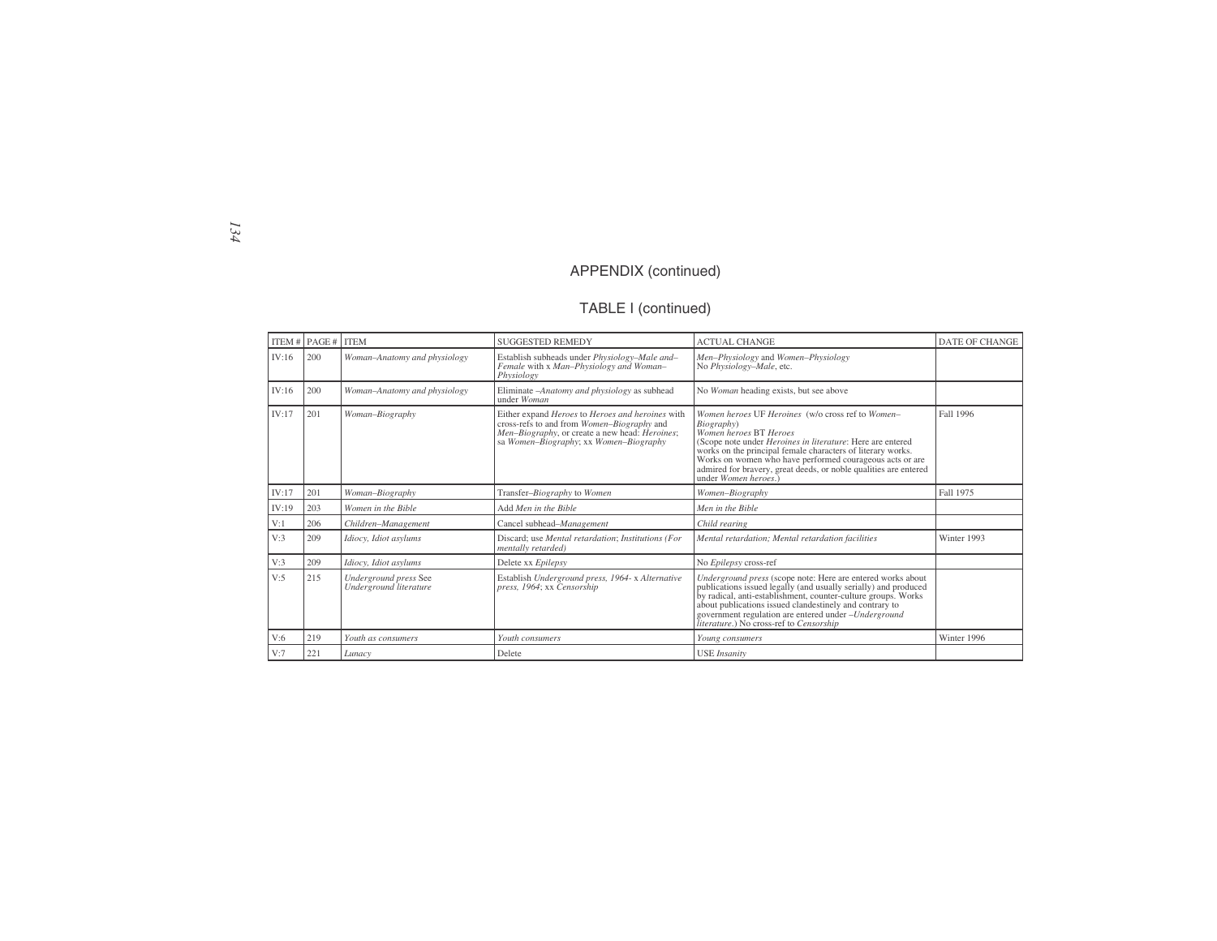## APPENDIX (continued)

### TABLE I (continued)

| ITEM # | PAGE # | ITEM | SUGGESTED REMEDY | ACTUAL CHANGE | DATE OF CHANGE |
|---|---|---|---|---|---|
| IV:16 | 200 | *Woman–Anatomy and physiology* | Establish subheads under *Physiology–Male and–Female* with x *Man–Physiology and Woman–Physiology* | *Men–Physiology* and *Women–Physiology* No *Physiology–Male*, etc. | |
| IV:16 | 200 | *Woman–Anatomy and physiology* | Eliminate *–Anatomy and physiology* as subhead under *Woman* | No *Woman* heading exists, but see above | |
| IV:17 | 201 | *Woman–Biography* | Either expand *Heroes* to *Heroes and heroines* with cross-refs to and from *Women–Biography* and *Men–Biography*, or create a new head: *Heroines*; sa *Women–Biography*; xx *Women–Biography* | *Women heroes* UF *Heroines* (w/o cross ref to *Women–Biography*) *Women heroes* BT *Heroes* (Scope note under *Heroines in literature*: Here are entered works on the principal female characters of literary works. Works on women who have performed courageous acts or are admired for bravery, great deeds, or noble qualities are entered under *Women heroes*.) | Fall 1996 |
| IV:17 | 201 | *Woman–Biography* | Transfer*–Biography* to *Women* | *Women–Biography* | Fall 1975 |
| IV:19 | 203 | *Women in the Bible* | Add *Men in the Bible* | *Men in the Bible* | |
| V:1 | 206 | *Children–Management* | Cancel subhead*–Management* | *Child rearing* | |
| V:3 | 209 | *Idiocy, Idiot asylums* | Discard; use *Mental retardation*; *Institutions (For mentally retarded)* | *Mental retardation; Mental retardation facilities* | Winter 1993 |
| V:3 | 209 | *Idiocy, Idiot asylums* | Delete xx *Epilepsy* | No *Epilepsy* cross-ref | |
| V:5 | 215 | *Underground press* See *Underground literature* | Establish *Underground press, 1964-* x *Alternative press, 1964*; xx *Censorship* | *Underground press* (scope note: Here are entered works about publications issued legally (and usually serially) and produced by radical, anti-establishment, counter-culture groups. Works about publications issued clandestinely and contrary to government regulation are entered under *–Underground literature*.) No cross-ref to *Censorship* | |
| V:6 | 219 | *Youth as consumers* | *Youth consumers* | *Young consumers* | Winter 1996 |
| V:7 | 221 | *Lunacy* | Delete | USE *Insanity* | |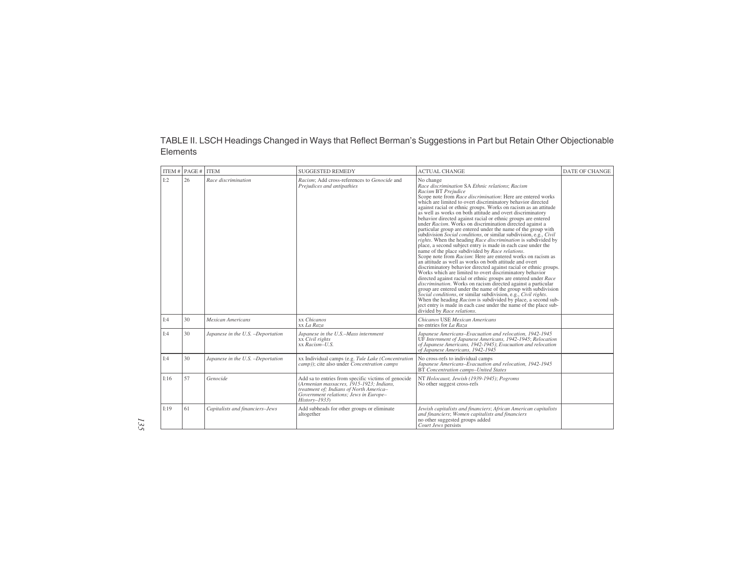TABLE II. LSCH Headings Changed in Ways that Reflect Berman's Suggestions in Part but Retain Other Objectionable Elements

| ITEM # | PAGE # | ITEM | SUGGESTED REMEDY | ACTUAL CHANGE | DATE OF CHANGE |
|---|---|---|---|---|---|
| I:2 | 26 | *Race discrimination* | *Racism*; Add cross-references to *Genocide* and *Prejudices and antipathies* | No change<br>*Race discrimination* SA *Ethnic relations*; *Racism*<br>*Racism* BT *Prejudice*<br>Scope note from *Race discrimination*: Here are entered works which are limited to overt discriminatory behavior directed against racial or ethnic groups. Works on racism as an attitude as well as works on both attitude and overt discriminatory behavior directed against racial or ethnic groups are entered under *Racism*. Works on discrimination directed against a particular group are entered under the name of the group with subdivision *Social conditions*, or similar subdivision, e.g., *Civil rights*. When the heading *Race discrimination* is subdivided by place, a second subject entry is made in each case under the name of the place subdivided by *Race relations*.<br>Scope note from *Racism*: Here are entered works on racism as an attitude as well as works on both attitude and overt discriminatory behavior directed against racial or ethnic groups. Works which are limited to overt discriminatory behavior directed against racial or ethnic groups are entered under *Race discrimination*. Works on racism directed against a particular group are entered under the name of the group with subdivision *Social conditions*, or similar subdivision, e.g., *Civil rights*. When the heading *Racism* is subdivided by place, a second subject entry is made in each case under the name of the place subdivided by *Race relations*. | |
| I:4 | 30 | *Mexican Americans* | xx *Chicanos*<br>xx *La Raza* | *Chicanos* USE *Mexican Americans*<br>no entries for *La Raza* | |
| I:4 | 30 | *Japanese in the U.S. –Deportation* | *Japanese in the U.S.–Mass internment*<br>xx *Civil rights*<br>xx *Racism–U.S.* | *Japanese Americans–Evacuation and relocation, 1942-1945*<br>UF *Internment of Japanese Americans, 1942-1945*; *Relocation of Japanese Americans, 1942-1945)*; *Evacuation and relocation of Japanese Americans, 1942-1945* | |
| I:4 | 30 | *Japanese in the U.S. –Deportation* | xx Individual camps (e.g. *Tule Lake (Concentration camp)*); cite also under *Concentration camps* | No cross-refs to individual camps<br>*Japanese Americans–Evacuation and relocation, 1942-1945*<br>BT *Concentration camps–United States* | |
| I:16 | 57 | *Genocide* | Add sa to entries from specific victims of genocide (*Armenian massacres, 1915-1923; Indians, treatment of; Indians of North America–Government relations; Jews in Europe–History–1933*) | NT *Holocaust, Jewish (1939-1945)*; *Pogroms*<br>No other suggest cross-refs | |
| I:19 | 61 | *Capitalists and financiers–Jews* | Add subheads for other groups or eliminate altogether | *Jewish capitalists and financiers*; *African American capitalists and financiers*; *Women capitalists and financiers*<br>no other suggested groups added<br>*Court Jews* persists | |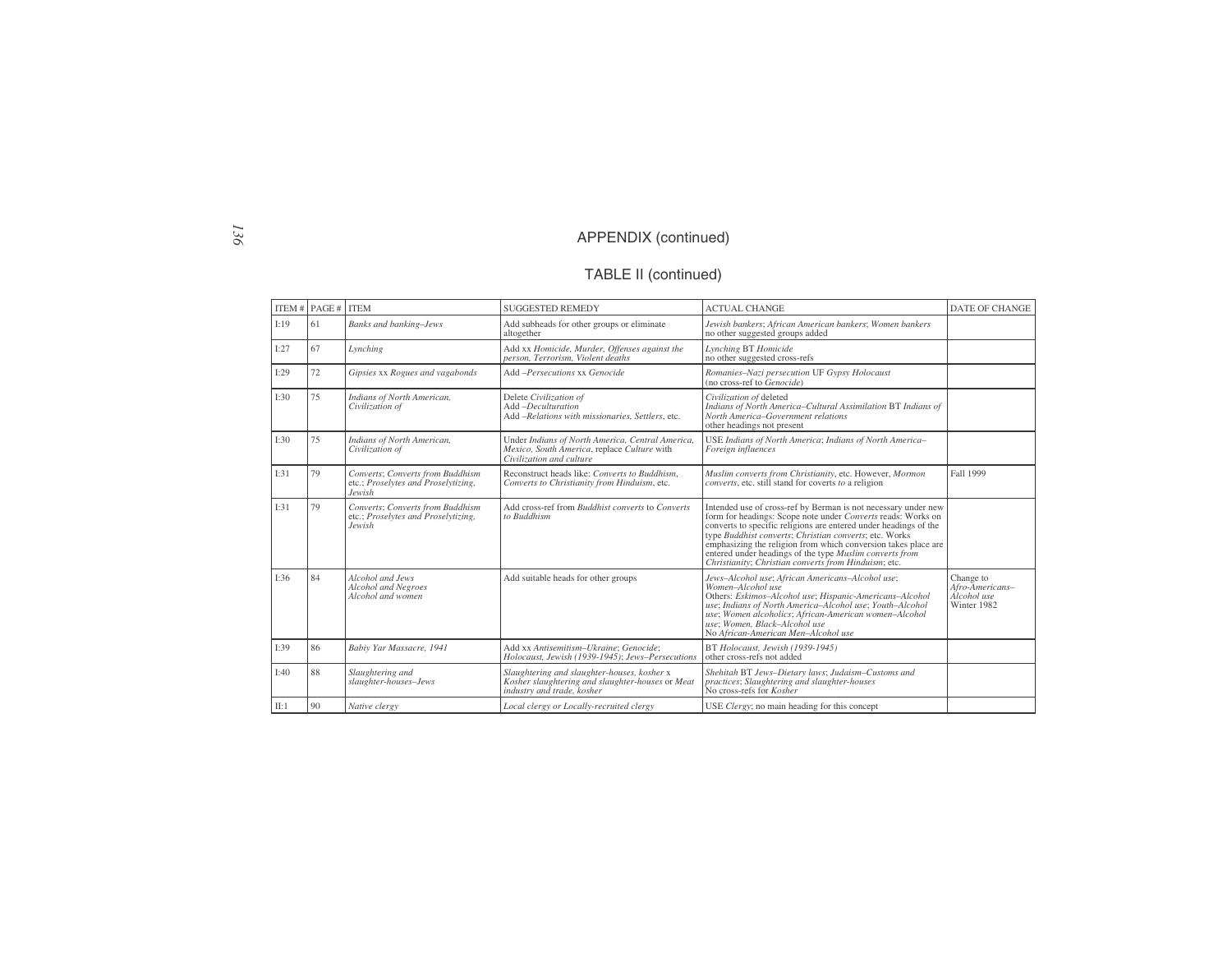## APPENDIX (continued)

### TABLE II (continued)

| ITEM # | PAGE # | ITEM | SUGGESTED REMEDY | ACTUAL CHANGE | DATE OF CHANGE |
|---|---|---|---|---|---|
| I:19 | 61 | *Banks and banking–Jews* | Add subheads for other groups or eliminate altogether | *Jewish bankers*; *African American bankers*; *Women bankers* no other suggested groups added | |
| I:27 | 67 | *Lynching* | Add xx *Homicide, Murder, Offenses against the person, Terrorism, Violent deaths* | *Lynching* BT *Homicide* no other suggested cross-refs | |
| I:29 | 72 | *Gipsies* xx *Rogues and vagabonds* | Add *–Persecutions* xx *Genocide* | *Romanies–Nazi persecution* UF *Gypsy Holocaust* (no cross-ref to *Genocide*) | |
| I:30 | 75 | *Indians of North American, Civilization of* | Delete *Civilization of* Add *–Deculturation* Add *–Relations with missionaries, Settlers*, etc. | *Civilization of* deleted *Indians of North America–Cultural Assimilation* BT *Indians of North America–Government relations* other headings not present | |
| I:30 | 75 | *Indians of North American, Civilization of* | Under *Indians of North America, Central America, Mexico, South America*, replace *Culture* with *Civilization and culture* | USE *Indians of North America*; *Indians of North America–Foreign influences* | |
| I:31 | 79 | *Converts*; *Converts from Buddhism* etc.; *Proselytes and Proselytizing, Jewish* | Reconstruct heads like: *Converts to Buddhism, Converts to Christianity from Hinduism*, etc. | *Muslim converts from Christianity*, etc. However, *Mormon converts*, etc. still stand for coverts *to* a religion | Fall 1999 |
| I:31 | 79 | *Converts*; *Converts from Buddhism* etc.; *Proselytes and Proselytizing, Jewish* | Add cross-ref from *Buddhist converts* to *Converts to Buddhism* | Intended use of cross-ref by Berman is not necessary under new form for headings: Scope note under *Converts* reads: Works on converts to specific religions are entered under headings of the type *Buddhist converts*; *Christian converts*; etc. Works emphasizing the religion from which conversion takes place are entered under headings of the type *Muslim converts from Christianity*; *Christian converts from Hinduism*; etc. | |
| I:36 | 84 | *Alcohol and Jews* *Alcohol and Negroes* *Alcohol and women* | Add suitable heads for other groups | *Jews–Alcohol use*; *African Americans–Alcohol use*; *Women–Alcohol use* Others: *Eskimos–Alcohol use*; *Hispanic-Americans–Alcohol use*; *Indians of North America–Alcohol use*; *Youth–Alcohol use*; *Women alcoholics*; *African-American women–Alcohol use*; *Women, Black–Alcohol use* No *African-American Men–Alcohol use* | Change to *Afro-Americans–Alcohol use* Winter 1982 |
| I:39 | 86 | *Babiy Yar Massacre, 1941* | Add xx *Antisemitism–Ukraine*; *Genocide*; *Holocaust, Jewish (1939-1945)*; *Jews–Persecutions* | BT *Holocaust, Jewish (1939-1945)* other cross-refs not added | |
| I:40 | 88 | *Slaughtering and slaughter-houses–Jews* | *Slaughtering and slaughter-houses, kosher* x *Kosher slaughtering and slaughter-houses* or *Meat industry and trade, kosher* | *Shehitah* BT *Jews–Dietary laws*; *Judaism–Customs and practices*; *Slaughtering and slaughter-houses* No cross-refs for *Kosher* | |
| II:1 | 90 | *Native clergy* | *Local clergy or Locally-recruited clergy* | USE *Clergy*; no main heading for this concept | |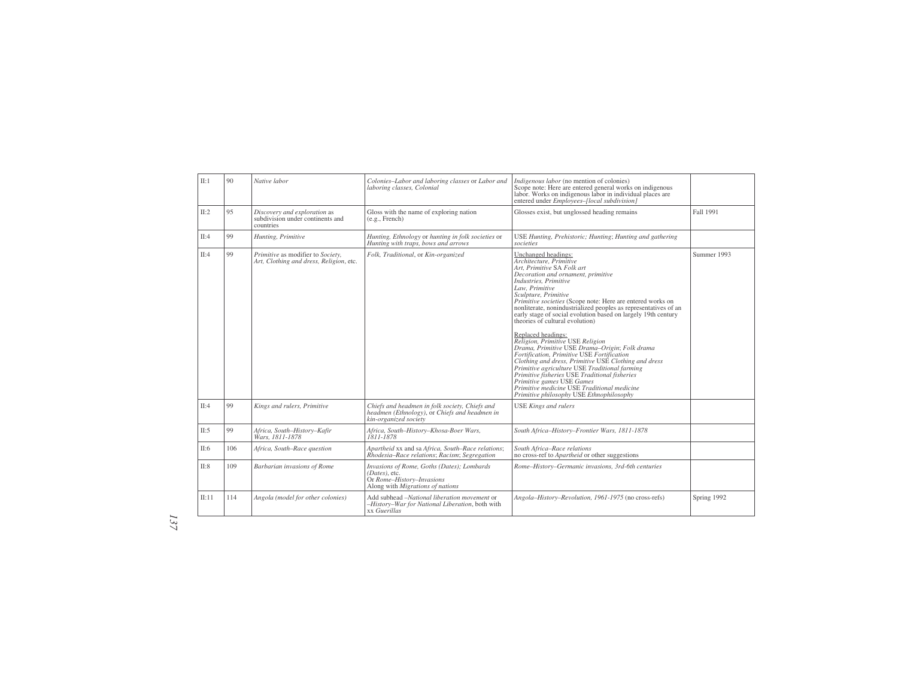| | | | | | |
|---|---|---|---|---|---|
| II:1 | 90 | *Native labor* | *Colonies–Labor and laboring classes* or *Labor and laboring classes, Colonial* | *Indigenous labor* (no mention of colonies)<br>Scope note: Here are entered general works on indigenous labor. Works on indigenous labor in individual places are entered under *Employees–[local subdivision]* | |
| II:2 | 95 | *Discovery and exploration* as subdivision under continents and countries | Gloss with the name of exploring nation (e.g., French) | Glosses exist, but unglossed heading remains | Fall 1991 |
| II:4 | 99 | *Hunting, Primitive* | *Hunting, Ethnology* or *hunting in folk societies* or *Hunting with traps, bows and arrows* | USE *Hunting, Prehistoric; Hunting*; *Hunting and gathering societies* | |
| II:4 | 99 | *Primitive* as modifier to *Society, Art, Clothing and dress, Religion*, etc. | *Folk, Traditional*, or *Kin-organized* | Unchanged headings:<br>*Architecture, Primitive*<br>*Art, Primitive* SA *Folk art*<br>*Decoration and ornament, primitive*<br>*Industries, Primitive*<br>*Law, Primitive*<br>*Sculpture, Primitive*<br>*Primitive societies* (Scope note: Here are entered works on nonliterate, nonindustrialized peoples as representatives of an early stage of social evolution based on largely 19th century theories of cultural evolution)<br><br>Replaced headings:<br>*Religion, Primitive* USE *Religion*<br>*Drama, Primitive* USE *Drama–Origin*; *Folk drama*<br>*Fortification, Primitive* USE *Fortification*<br>*Clothing and dress, Primitive* USE *Clothing and dress*<br>*Primitive agriculture* USE *Traditional farming*<br>*Primitive fisheries* USE *Traditional fisheries*<br>*Primitive games* USE *Games*<br>*Primitive medicine* USE *Traditional medicine*<br>*Primitive philosophy* USE *Ethnophilosophy* | Summer 1993 |
| II:4 | 99 | *Kings and rulers, Primitive* | *Chiefs and headmen in folk society, Chiefs and headmen (Ethnology)*, or *Chiefs and headmen in kin-organized society* | USE *Kings and rulers* | |
| II:5 | 99 | *Africa, South–History–Kafir Wars, 1811-1878* | *Africa, South–History–Khosa-Boer Wars, 1811-1878* | *South Africa–History–Frontier Wars, 1811-1878* | |
| II:6 | 106 | *Africa, South–Race question* | *Apartheid* xx and sa *Africa, South–Race relations*; *Rhodesia–Race relations*; *Racism*; *Segregation* | *South Africa–Race relations*<br>no cross-ref to *Apartheid* or other suggestions | |
| II:8 | 109 | *Barbarian invasions of Rome* | *Invasions of Rome, Goths (Dates); Lombards (Dates)*, etc.<br>Or *Rome–History–Invasions*<br>Along with *Migrations of nations* | *Rome–History–Germanic invasions, 3rd-6th centuries* | |
| II:11 | 114 | *Angola (model for other colonies)* | Add subhead *–National liberation movement* or *–History–War for National Liberation*, both with xx *Guerillas* | *Angola–History–Revolution, 1961-1975* (no cross-refs) | Spring 1992 |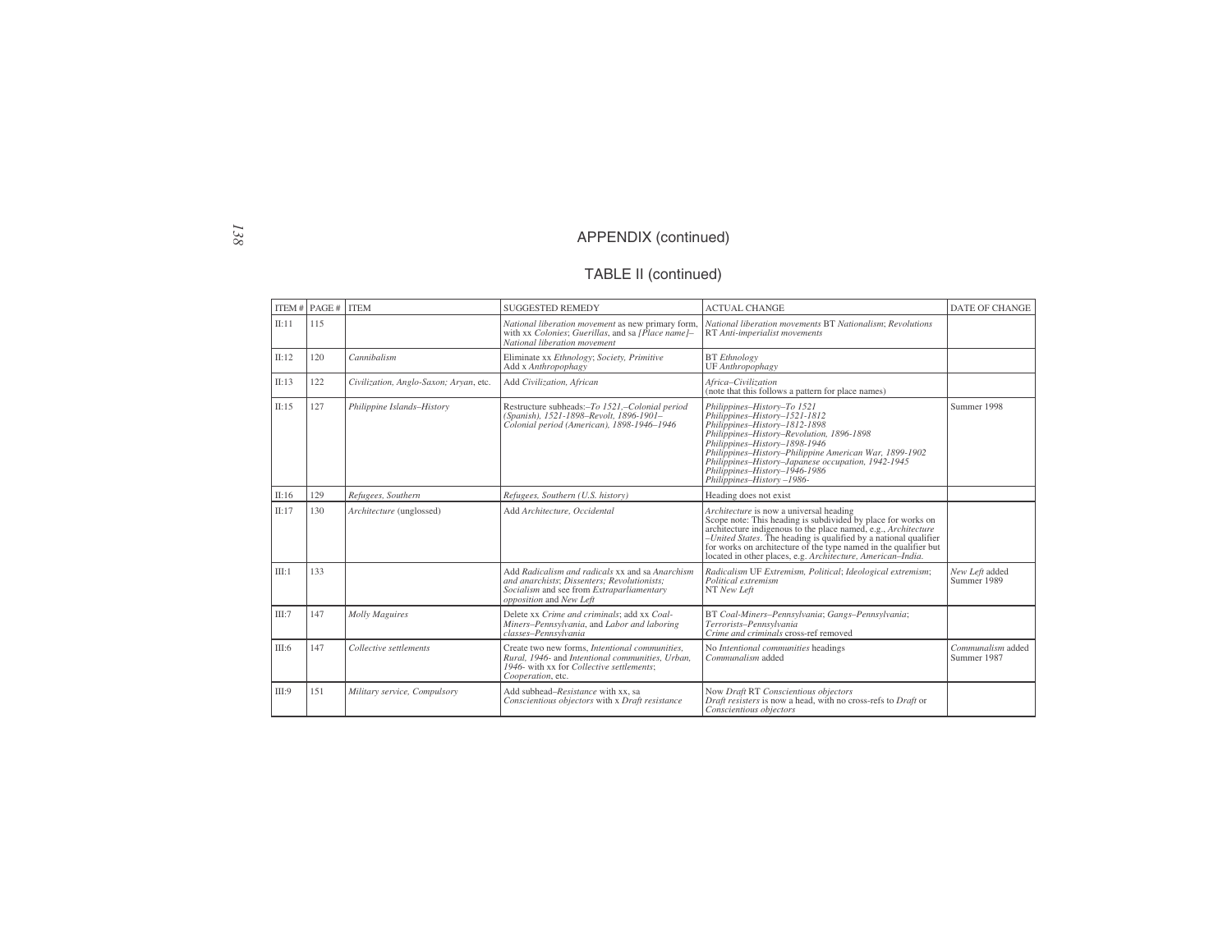## APPENDIX (continued)

### TABLE II (continued)

| ITEM # | PAGE # | ITEM | SUGGESTED REMEDY | ACTUAL CHANGE | DATE OF CHANGE |
|---|---|---|---|---|---|
| II:11 | 115 | | *National liberation movement* as new primary form, with xx *Colonies*; *Guerillas*, and sa *[Place name]–National liberation movement* | *National liberation movements* BT *Nationalism*; *Revolutions* RT *Anti-imperialist movements* | |
| II:12 | 120 | *Cannibalism* | Eliminate xx *Ethnology*; *Society, Primitive* Add x *Anthropophagy* | BT *Ethnology* UF *Anthropophagy* | |
| II:13 | 122 | *Civilization, Anglo-Saxon; Aryan*, etc. | Add *Civilization, African* | *Africa–Civilization* (note that this follows a pattern for place names) | |
| II:15 | 127 | *Philippine Islands–History* | Restructure subheads:–*To 1521,–Colonial period (Spanish), 1521-1898–Revolt, 1896-1901–Colonial period (American), 1898-1946–1946* | *Philippines–History–To 1521* *Philippines–History–1521-1812* *Philippines–History–1812-1898* *Philippines–History–Revolution, 1896-1898* *Philippines–History–1898-1946* *Philippines–History–Philippine American War, 1899-1902* *Philippines–History–Japanese occupation, 1942-1945* *Philippines–History–1946-1986* *Philippines–History –1986-* | Summer 1998 |
| II:16 | 129 | *Refugees, Southern* | *Refugees, Southern (U.S. history)* | Heading does not exist | |
| II:17 | 130 | *Architecture* (unglossed) | Add *Architecture, Occidental* | *Architecture* is now a universal heading Scope note: This heading is subdivided by place for works on architecture indigenous to the place named, e.g., *Architecture –United States*. The heading is qualified by a national qualifier for works on architecture of the type named in the qualifier but located in other places, e.g. *Architecture, American–India.* | |
| III:1 | 133 | | Add *Radicalism and radicals* xx and sa *Anarchism and anarchists*; *Dissenters; Revolutionists; Socialism* and see from *Extraparliamentary opposition* and *New Left* | *Radicalism* UF *Extremism, Political*; *Ideological extremism*; *Political extremism* NT *New Left* | *New Left* added Summer 1989 |
| III:7 | 147 | *Molly Maguires* | Delete xx *Crime and criminals*; add xx *Coal-Miners–Pennsylvania*, and *Labor and laboring classes–Pennsylvania* | BT *Coal-Miners–Pennsylvania*; *Gangs–Pennsylvania*; *Terrorists–Pennsylvania* *Crime and criminals* cross-ref removed | |
| III:6 | 147 | *Collective settlements* | Create two new forms, *Intentional communities, Rural, 1946-* and *Intentional communities, Urban, 1946-* with xx for *Collective settlements*; *Cooperation*, etc. | No *Intentional communities* headings *Communalism* added | *Communalism* added Summer 1987 |
| III:9 | 151 | *Military service, Compulsory* | Add subhead–*Resistance* with xx, sa *Conscientious objectors* with x *Draft resistance* | Now *Draft* RT *Conscientious objectors* *Draft resisters* is now a head, with no cross-refs to *Draft* or *Conscientious objectors* | |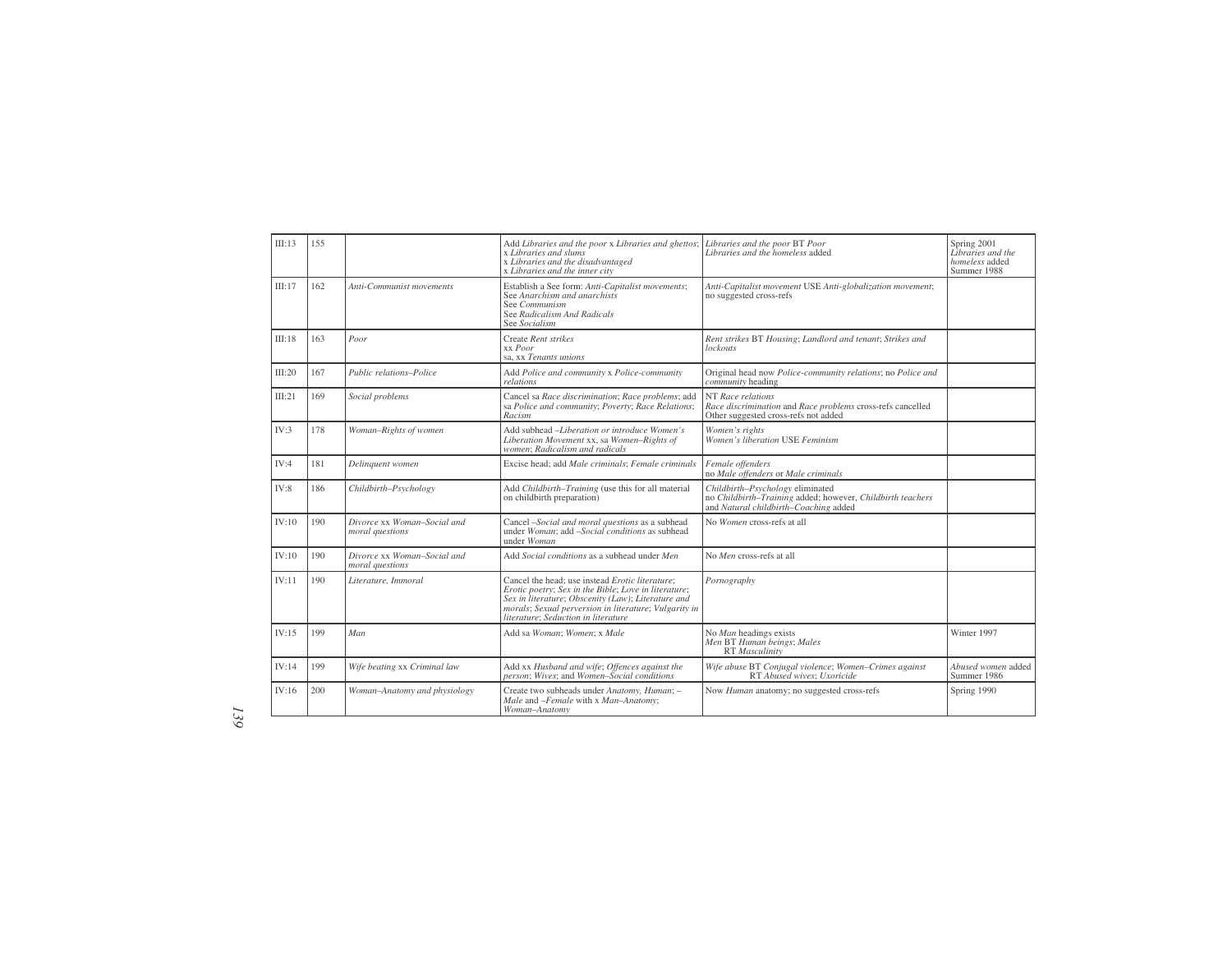| | | | | | |
|---|---|---|---|---|---|
| III:13 | 155 | | Add *Libraries and the poor* x *Libraries and ghettos*; x *Libraries and slums* x *Libraries and the disadvantaged* x *Libraries and the inner city* | *Libraries and the poor* BT *Poor* *Libraries and the homeless* added | Spring 2001 *Libraries and the homeless* added Summer 1988 |
| III:17 | 162 | *Anti-Communist movements* | Establish a See form: *Anti-Capitalist movements*; See *Anarchism and anarchists* See *Communism* See *Radicalism And Radicals* See *Socialism* | *Anti-Capitalist movement* USE *Anti-globalization movement*; no suggested cross-refs | |
| III:18 | 163 | *Poor* | Create *Rent strikes* xx *Poor* sa, xx *Tenants unions* | *Rent strikes* BT *Housing*; *Landlord and tenant*; *Strikes and lockouts* | |
| III:20 | 167 | *Public relations–Police* | Add *Police and community* x *Police-community relations* | Original head now *Police-community relations*; no *Police and community* heading | |
| III:21 | 169 | *Social problems* | Cancel sa *Race discrimination*; *Race problems*; add sa *Police and community*; *Poverty*; *Race Relations*; *Racism* | NT *Race relations* *Race discrimination* and *Race problems* cross-refs cancelled Other suggested cross-refs not added | |
| IV:3 | 178 | *Woman–Rights of women* | Add subhead *–Liberation or introduce Women's Liberation Movement* xx, sa *Women–Rights of women*; *Radicalism and radicals* | *Women's rights* *Women's liberation* USE *Feminism* | |
| IV:4 | 181 | *Delinquent women* | Excise head; add *Male criminals*; *Female criminals* | *Female offenders* no *Male offenders* or *Male criminals* | |
| IV:8 | 186 | *Childbirth–Psychology* | Add *Childbirth–Training* (use this for all material on childbirth preparation) | *Childbirth–Psychology* eliminated no *Childbirth–Training* added; however, *Childbirth teachers* and *Natural childbirth–Coaching* added | |
| IV:10 | 190 | *Divorce* xx *Woman–Social and moral questions* | Cancel *–Social and moral questions* as a subhead under *Woman*; add *–Social conditions* as subhead under *Woman* | No *Women* cross-refs at all | |
| IV:10 | 190 | *Divorce* xx *Woman–Social and moral questions* | Add *Social conditions* as a subhead under *Men* | No *Men* cross-refs at all | |
| IV:11 | 190 | *Literature, Immoral* | Cancel the head; use instead *Erotic literature*; *Erotic poetry*; *Sex in the Bible*; *Love in literature*; *Sex in literature*; *Obscenity (Law)*; *Literature and morals*; *Sexual perversion in literature*; *Vulgarity in literature*; *Seduction in literature* | *Pornography* | |
| IV:15 | 199 | *Man* | Add sa *Woman*; *Women*; x *Male* | No *Man* headings exists *Men* BT *Human beings*; *Males* RT *Masculinity* | Winter 1997 |
| IV:14 | 199 | *Wife beating* xx *Criminal law* | Add xx *Husband and wife*; *Offences against the person*; *Wives*; and *Women–Social conditions* | *Wife abuse* BT *Conjugal violence*; *Women–Crimes against* RT *Abused wives*; *Uxoricide* | *Abused women* added Summer 1986 |
| IV:16 | 200 | *Woman–Anatomy and physiology* | Create two subheads under *Anatomy, Human*; *–Male* and *–Female* with x *Man–Anatomy*; *Woman–Anatomy* | Now *Human* anatomy; no suggested cross-refs | Spring 1990 |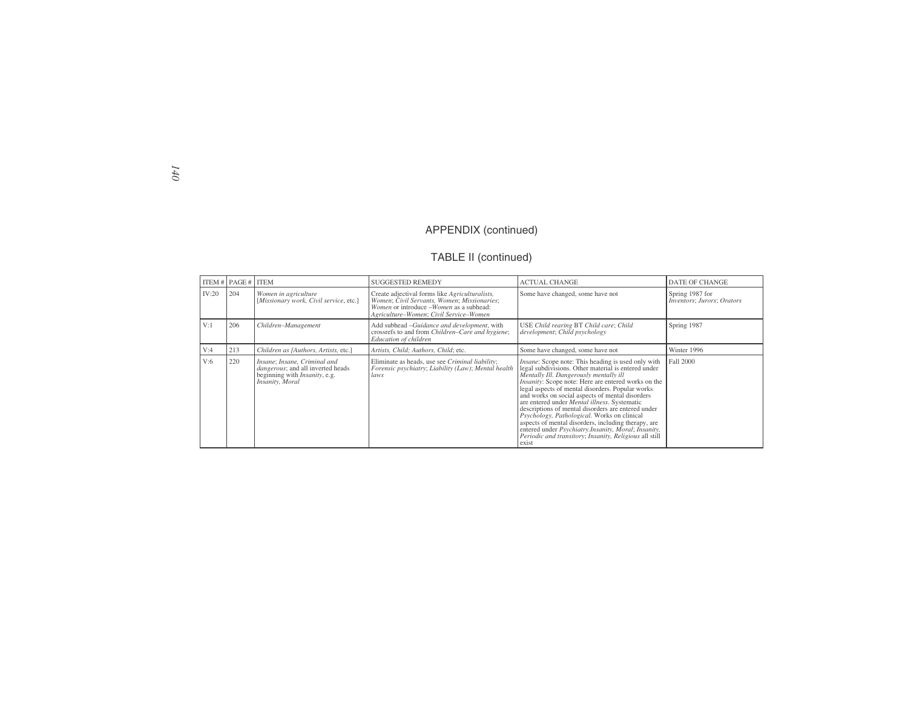## APPENDIX (continued)

### TABLE II (continued)

| ITEM # | PAGE # | ITEM | SUGGESTED REMEDY | ACTUAL CHANGE | DATE OF CHANGE |
|---|---|---|---|---|---|
| IV:20 | 204 | *Women in agriculture* [*Missionary work, Civil service*, etc.] | Create adjectival forms like *Agriculturalists, Women*; *Civil Servants, Women*; *Missionaries*; *Women* or introduce *–Women* as a subhead: *Agriculture–Women*; *Civil Service–Women* | Some have changed, some have not | Spring 1987 for *Inventors*; *Jurors*; *Orators* |
| V:1 | 206 | *Children–Management* | Add subhead *–Guidance and development*, with crossrefs to and from *Children–Care and hygiene*; *Education of children* | USE *Child rearing* BT *Child care*; *Child development*; *Child psychology* | Spring 1987 |
| V:4 | 213 | *Children as [Authors, Artists,* etc.] | *Artists, Child; Authors, Child*; etc. | Some have changed, some have not | Winter 1996 |
| V:6 | 220 | *Insane*; *Insane, Criminal and dangerous*; and all inverted heads beginning with *Insanity*, e.g. *Insanity, Moral* | Eliminate as heads, use see *Criminal liability*; *Forensic psychiatry*; *Liability (Law)*; *Mental health laws* | *Insane*: Scope note: This heading is used only with legal subdivisions. Other material is entered under *Mentally Ill. Dangerously mentally ill* *Insanity*: Scope note: Here are entered works on the legal aspects of mental disorders. Popular works and works on social aspects of mental disorders are entered under *Mental illness*. Systematic descriptions of mental disorders are entered under *Psychology, Pathological*. Works on clinical aspects of mental disorders, including therapy, are entered under *Psychiatry.Insanity, Moral*; *Insanity, Periodic and transitory*; *Insanity, Religious* all still exist | Fall 2000 |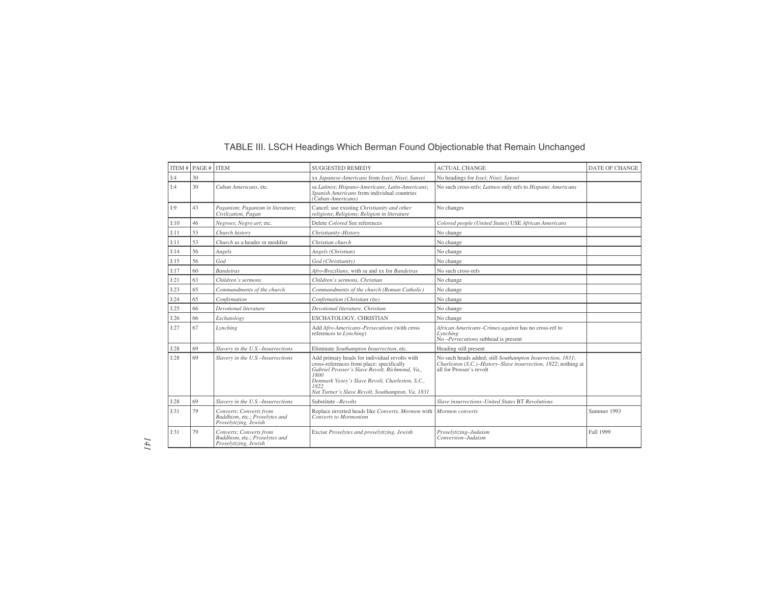# TABLE III. LSCH Headings Which Berman Found Objectionable that Remain Unchanged

| ITEM # | PAGE # | ITEM | SUGGESTED REMEDY | ACTUAL CHANGE | DATE OF CHANGE |
|---|---|---|---|---|---|
| I:4 | 30 | | xx *Japanese-Americans* from *Issei*; *Nisei*; *Sansei* | No headings for *Issei*; *Nisei*; *Sansei* | |
| I:4 | 30 | *Cuban Americans*, etc. | sa *Latinos*; *Hispano-Americans*; *Latin-Americans*; *Spanish Americans* from individual countries (*Cuban-Americans*) | No such cross-refs; *Latinos* only refs to *Hispanic Americans* | |
| I:9 | 43 | *Paganism*; *Paganism in literature*; *Civilization, Pagan* | Cancel; use existing *Christianity and other religions*; *Religions*; *Religion in literature* | No changes | |
| I:10 | 46 | *Negroes*; *Negro art*; etc. | Delete *Colored* See references | *Colored people (United States)* USE *African Americans* | |
| I:11 | 53 | *Church history* | *Christianity–History* | No change | |
| I:11 | 53 | *Church* as a header or modifier | *Christian church* | No change | |
| I:14 | 56 | *Angels* | *Angels (Christian)* | No change | |
| I:15 | 56 | *God* | *God (Christianity)* | No change | |
| I:17 | 60 | *Bandeiras* | *Afro-Brazilians*, with sa and xx for *Bandeiras* | No such cross-refs | |
| I:21 | 63 | *Children's sermons* | *Children's sermons, Christian* | No change | |
| I:23 | 65 | *Commandments of the church* | *Commandments of the church (Roman Catholic)* | No change | |
| I:24 | 65 | *Confirmation* | *Confirmation (Christian rite)* | No change | |
| I:25 | 66 | *Devotional literature* | *Devotional literature, Christian* | No change | |
| I:26 | 66 | *Eschatology* | ESCHATOLOGY, CHRISTIAN | No change | |
| I:27 | 67 | *Lynching* | Add *Afro-Americans–Persecutions* (with cross references to *Lynching*) | *African Americans–Crimes against* has no cross-ref to *Lynching*<br>No *–Persecutions* subhead is present | |
| I:28 | 69 | *Slavery in the U.S.–Insurrections* | Eliminate *Southampton Insurrection*, etc. | Heading still present | |
| I:28 | 69 | *Slavery in the U.S.–Insurrections* | Add primary heads for individual revolts with cross-references from place: specifically<br>*Gabriel Prosser's Slave Revolt, Richmond, Va., 1800*<br>*Denmark Vesey's Slave Revolt, Charleston, S.C., 1822*<br>*Nat Turner's Slave Revolt, Southampton, Va. 1831* | No such heads added; still *Southampton Insurrection, 1831*; *Charleston (S.C.)–History–Slave insurrection, 1822*; nothing at all for Prosser's revolt | |
| I:28 | 69 | *Slavery in the U.S.–Insurrections* | Substitute *–Revolts* | *Slave insurrections–United States* BT *Revolutions* | |
| I:31 | 79 | *Converts*; *Converts from Buddhism*, etc.; *Proselytes and Proselytizing, Jewish* | Replace inverted heads like *Converts, Mormon* with *Converts to Mormonism* | *Mormon converts* | Summer 1993 |
| I:31 | 79 | *Converts*; *Converts from Buddhism*, etc.; *Proselytes and Proselytizing, Jewish* | Excise *Proselytes and proselytizing, Jewish* | *Proselytizing–Judaism*<br>*Conversion–Judaism* | Fall 1999 |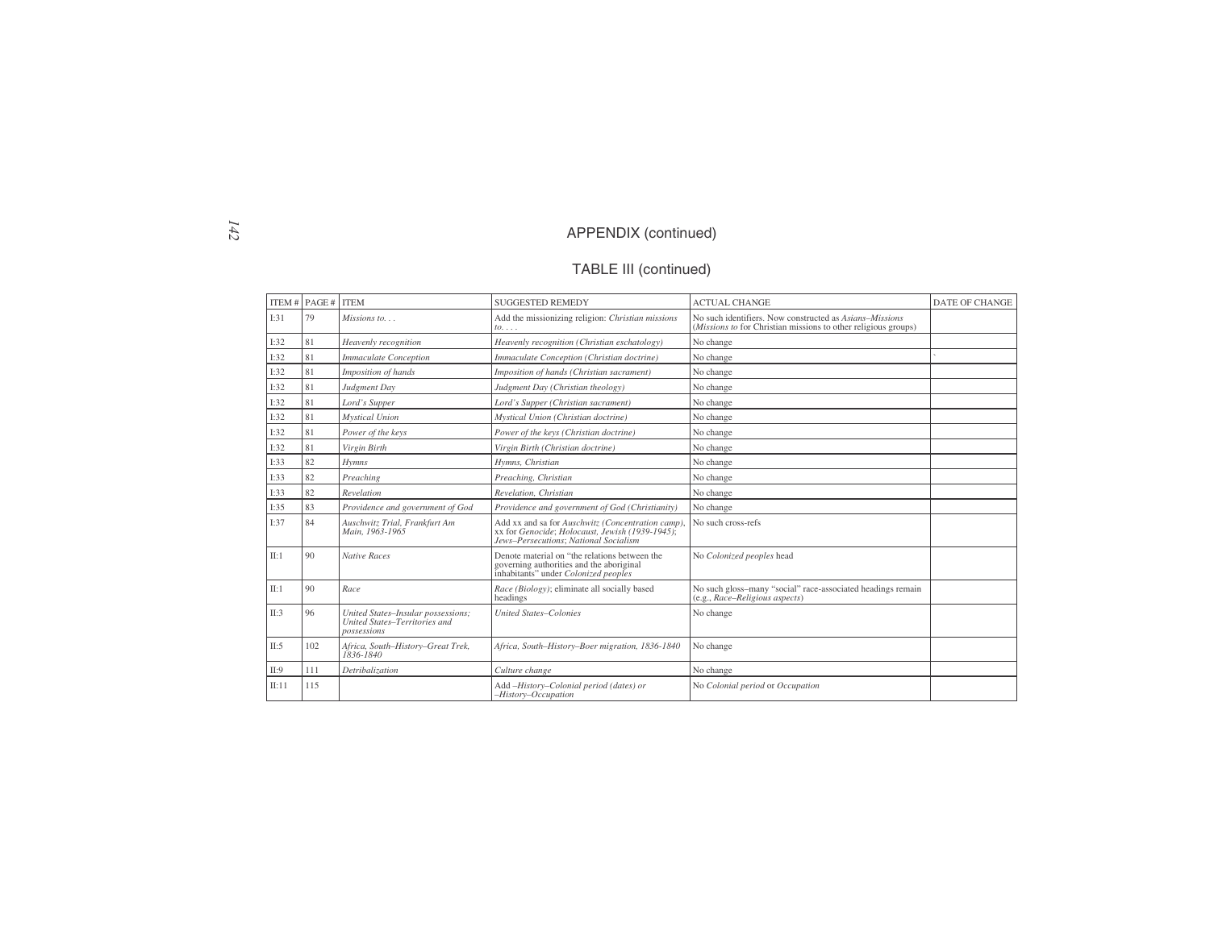# APPENDIX (continued)

## TABLE III (continued)

| ITEM # | PAGE # | ITEM | SUGGESTED REMEDY | ACTUAL CHANGE | DATE OF CHANGE |
|---|---|---|---|---|---|
| I:31 | 79 | *Missions to. . .* | Add the missionizing religion: *Christian missions to. . . .* | No such identifiers. Now constructed as *Asians–Missions* (*Missions to* for Christian missions to other religious groups) | |
| I:32 | 81 | *Heavenly recognition* | *Heavenly recognition (Christian eschatology)* | No change | |
| I:32 | 81 | *Immaculate Conception* | *Immaculate Conception (Christian doctrine)* | No change | ` |
| I:32 | 81 | *Imposition of hands* | *Imposition of hands (Christian sacrament)* | No change | |
| I:32 | 81 | *Judgment Day* | *Judgment Day (Christian theology)* | No change | |
| I:32 | 81 | *Lord's Supper* | *Lord's Supper (Christian sacrament)* | No change | |
| I:32 | 81 | *Mystical Union* | *Mystical Union (Christian doctrine)* | No change | |
| I:32 | 81 | *Power of the keys* | *Power of the keys (Christian doctrine)* | No change | |
| I:32 | 81 | *Virgin Birth* | *Virgin Birth (Christian doctrine)* | No change | |
| I:33 | 82 | *Hymns* | *Hymns, Christian* | No change | |
| I:33 | 82 | *Preaching* | *Preaching, Christian* | No change | |
| I:33 | 82 | *Revelation* | *Revelation, Christian* | No change | |
| I:35 | 83 | *Providence and government of God* | *Providence and government of God (Christianity)* | No change | |
| I:37 | 84 | *Auschwitz Trial, Frankfurt Am Main, 1963-1965* | Add xx and sa for *Auschwitz (Concentration camp)*, xx for *Genocide*; *Holocaust, Jewish (1939-1945)*; *Jews–Persecutions*; *National Socialism* | No such cross-refs | |
| II:1 | 90 | *Native Races* | Denote material on "the relations between the governing authorities and the aboriginal inhabitants" under *Colonized peoples* | No *Colonized peoples* head | |
| II:1 | 90 | *Race* | *Race (Biology)*; eliminate all socially based headings | No such gloss–many "social" race-associated headings remain (e.g., *Race–Religious aspects*) | |
| II:3 | 96 | *United States–Insular possessions; United States–Territories and possessions* | *United States–Colonies* | No change | |
| II:5 | 102 | *Africa, South–History–Great Trek, 1836-1840* | *Africa, South–History–Boer migration, 1836-1840* | No change | |
| II:9 | 111 | *Detribalization* | *Culture change* | No change | |
| II:11 | 115 | | Add *–History–Colonial period (dates) or –History–Occupation* | No *Colonial period* or *Occupation* | |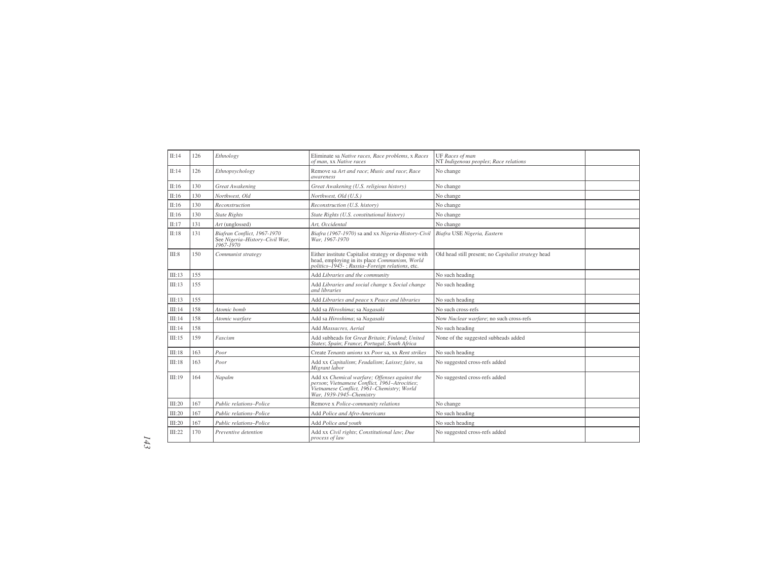| | | | | | |
|---|---|---|---|---|---|
| II:14 | 126 | *Ethnology* | Eliminate sa *Native races, Race problems*, x *Races of man*, xx *Native races* | UF *Races of man* NT *Indigenous peoples*; *Race relations* | |
| II:14 | 126 | *Ethnopsychology* | Remove sa *Art and race*; *Music and race*; *Race awareness* | No change | |
| II:16 | 130 | *Great Awakening* | *Great Awakening (U.S. religious history)* | No change | |
| II:16 | 130 | *Northwest, Old* | *Northwest, Old (U.S.)* | No change | |
| II:16 | 130 | *Reconstruction* | *Reconstruction (U.S. history)* | No change | |
| II:16 | 130 | *State Rights* | *State Rights (U.S. constitutional history)* | No change | |
| II:17 | 131 | *Art* (unglossed) | *Art, Occidental* | No change | |
| II:18 | 131 | *Biafran Conflict, 1967-1970* See *Nigeria–History–Civil War, 1967-1970* | *Biafra (1967-1970)* sa and xx *Nigeria-History-Civil War, 1967-1970* | *Biafra* USE *Nigeria, Eastern* | |
| III:8 | 150 | *Communist strategy* | Either institute Capitalist strategy or dispense with head, employing in its place *Communism, World politics–1945-* ; *Russia–Foreign relations*, etc. | Old head still present; no *Capitalist strategy* head | |
| III:13 | 155 | | Add *Libraries and the community* | No such heading | |
| III:13 | 155 | | Add *Libraries and social change* x *Social change and libraries* | No such heading | |
| III:13 | 155 | | Add *Libraries and peace* x *Peace and libraries* | No such heading | |
| III:14 | 158 | *Atomic bomb* | Add sa *Hiroshima*; sa *Nagasaki* | No such cross-refs | |
| III:14 | 158 | *Atomic warfare* | Add sa *Hiroshima*; sa *Nagasaki* | Now *Nuclear warfare*; no such cross-refs | |
| III:14 | 158 | | Add *Massacres, Aerial* | No such heading | |
| III:15 | 159 | *Fascism* | Add subheads for *Great Britain*; *Finland*; *United States*; *Spain*; *France*; *Portugal*; *South Africa* | None of the suggested subheads added | |
| III:18 | 163 | *Poor* | Create *Tenants unions* xx *Poor* sa, xx *Rent strikes* | No such heading | |
| III:18 | 163 | *Poor* | Add xx *Capitalism*; *Feudalism*; *Laissez faire*, sa *Migrant labor* | No suggested cross-refs added | |
| III:19 | 164 | *Napalm* | Add xx *Chemical warfare; Offenses against the person*; *Vietnamese Conflict, 1961–Atrocities*; *Vietnamese Conflict, 1961–Chemistry*; *World War, 1939-1945–Chemistry* | No suggested cross-refs added | |
| III:20 | 167 | *Public relations–Police* | Remove x *Police-community relations* | No change | |
| III:20 | 167 | *Public relations–Police* | Add *Police and Afro-Americans* | No such heading | |
| III:20 | 167 | *Public relations–Police* | Add *Police and youth* | No such heading | |
| III:22 | 170 | *Preventive detention* | Add xx *Civil rights*; *Constitutional law*; *Due process of law* | No suggested cross-refs added | |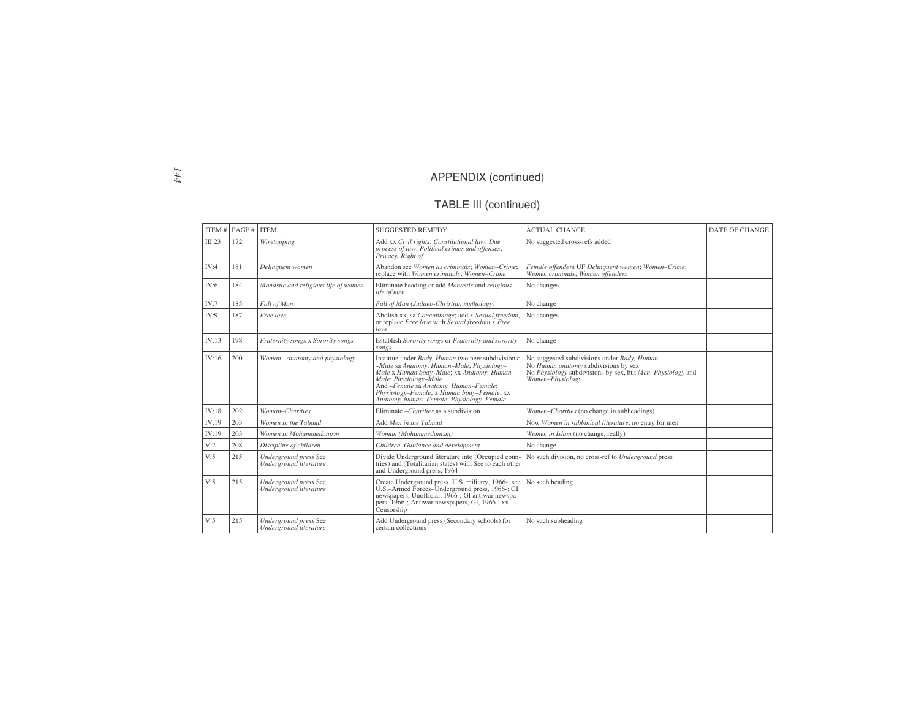## APPENDIX (continued)

### TABLE III (continued)

| ITEM # | PAGE # | ITEM | SUGGESTED REMEDY | ACTUAL CHANGE | DATE OF CHANGE |
|---|---|---|---|---|---|
| III:23 | 172 | *Wiretapping* | Add xx *Civil rights*; *Constitutional law*; *Due process of law*; *Political crimes and offenses*; *Privacy, Right of* | No suggested cross-refs added | |
| IV:4 | 181 | *Delinquent women* | Abandon see *Women as criminals*; *Woman–Crime*; replace with *Women criminals*; *Women–Crime* | *Female offender*s UF *Delinquent women*; *Women–Crime*; *Women criminals*; *Women offenders* | |
| IV:6 | 184 | *Monastic and religious life of women* | Eliminate heading or add *Monastic* and *religious life of men* | No changes | |
| IV:7 | 185 | *Fall of Man* | *Fall of Man (Judaeo-Christian mythology)* | No change | |
| IV:9 | 187 | *Free love* | Abolish xx, sa *Concubinage*; add x *Sexual freedom*, or replace *Free love* with *Sexual freedom* x *Free love* | No changes | |
| IV:13 | 198 | *Fraternity songs* x *Sorority songs* | Establish *Sorority songs* or *Fraternity and sorority songs* | No change | |
| IV:16 | 200 | *Woman– Anatomy and physiology* | Institute under *Body, Human* two new subdivisions: *–Male* sa *Anatomy, Human–Male*; *Physiology–Male* x *Human body–Male*; xx *Anatomy, Human–Male*; *Physiology–Male*<br>And *–Female* sa *Anatomy, Human–Female*; *Physiology–Female*; x *Human body–Female*; xx *Anatomy, human–Female*; *Physiology–Female* | No suggested subdivisions under *Body, Human*<br>No *Human anatomy* subdivisions by sex<br>No *Physiology* subdivisions by sex, but *Men–Physiology* and *Women–Physiology* | |
| IV:18 | 202 | *Woman–Charities* | Eliminate *–Charities* as a subdivision | *Women–Charities* (no change in subheadings) | |
| IV:19 | 203 | *Women in the Talmud* | Add *Men in the Talmud* | Now *Women in rabbinical literature*; no entry for men | |
| IV:19 | 203 | *Women in Mohammedanism* | *Woman (Mohammedanism)* | *Women in Islam* (no change, really) | |
| V:2 | 208 | *Discipline of children* | *Children–Guidance and development* | No change | |
| V:5 | 215 | *Underground press* See *Underground literature* | Divide Underground literature into (Occupied countries) and (Totalitarian states) with See to each other and Underground press, 1964- | No such division, no cross-ref to *Underground* press | |
| V:5 | 215 | *Underground press* See *Underground literature* | Create Underground press, U.S. military, 1966-; see U.S.–Armed Forces–Underground press, 1966-; GI newspapers, Unofficial, 1966-; GI antiwar newspapers, 1966-; Antiwar newspapers, GI, 1966-; xx Censorship | No such heading | |
| V:5 | 215 | *Underground press* See *Underground literature* | Add Underground press (Secondary schools) for certain collections | No such subheading | |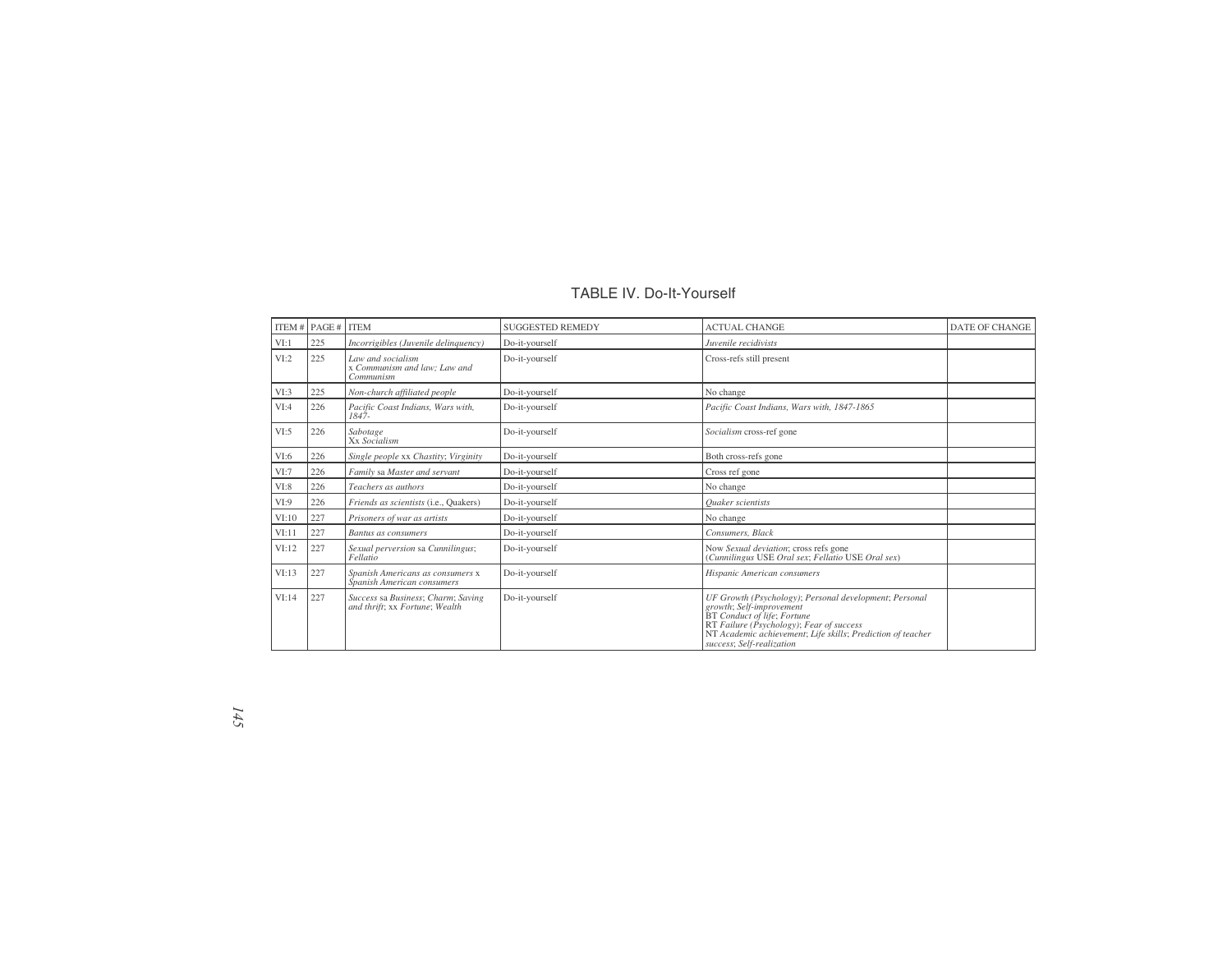## TABLE IV. Do-It-Yourself

| ITEM # | PAGE # | ITEM | SUGGESTED REMEDY | ACTUAL CHANGE | DATE OF CHANGE |
|---|---|---|---|---|---|
| VI:1 | 225 | *Incorrigibles (Juvenile delinquency)* | Do-it-yourself | *Juvenile recidivists* | |
| VI:2 | 225 | *Law and socialism* x *Communism and law; Law and Communism* | Do-it-yourself | Cross-refs still present | |
| VI:3 | 225 | *Non-church affiliated people* | Do-it-yourself | No change | |
| VI:4 | 226 | *Pacific Coast Indians, Wars with, 1847-* | Do-it-yourself | *Pacific Coast Indians, Wars with, 1847-1865* | |
| VI:5 | 226 | *Sabotage* Xx *Socialism* | Do-it-yourself | *Socialism* cross-ref gone | |
| VI:6 | 226 | *Single people* xx *Chastity*; *Virginity* | Do-it-yourself | Both cross-refs gone | |
| VI:7 | 226 | *Family* sa *Master and servant* | Do-it-yourself | Cross ref gone | |
| VI:8 | 226 | *Teachers as authors* | Do-it-yourself | No change | |
| VI:9 | 226 | *Friends as scientists* (i.e., Quakers) | Do-it-yourself | *Quaker scientists* | |
| VI:10 | 227 | *Prisoners of war as artists* | Do-it-yourself | No change | |
| VI:11 | 227 | *Bantus as consumers* | Do-it-yourself | *Consumers, Black* | |
| VI:12 | 227 | *Sexual perversion* sa *Cunnilingus*; *Fellatio* | Do-it-yourself | Now *Sexual deviation*; cross refs gone (*Cunnilingus* USE *Oral sex*; *Fellatio* USE *Oral sex*) | |
| VI:13 | 227 | *Spanish Americans as consumers* x *Spanish American consumers* | Do-it-yourself | *Hispanic American consumers* | |
| VI:14 | 227 | *Success* sa *Business*; *Charm*; *Saving and thrift*; xx *Fortune*; *Wealth* | Do-it-yourself | UF *Growth (Psychology)*; *Personal development*; *Personal growth*; *Self-improvement* BT *Conduct of life*; *Fortune* RT *Failure (Psychology)*; *Fear of success* NT *Academic achievement*; *Life skills*; *Prediction of teacher success*; *Self-realization* | |